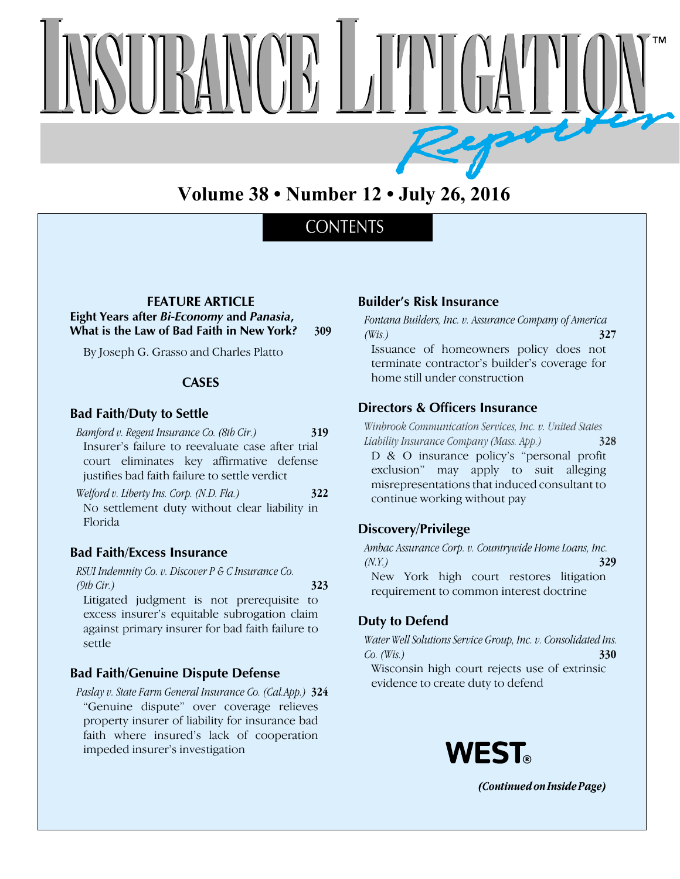# INSURANCE LITIGATION Reporter™

## Volume 38 • Number 12 • July 26, 2016

## CONTENTS

### FEATURE ARTICLE

**Eight Years after *Bi-Economy* and *Panasia*, What is the Law of Bad Faith in New York?** **309**

By Joseph G. Grasso and Charles Platto

### CASES

### Bad Faith/Duty to Settle

*Bamford v. Regent Insurance Co. (8th Cir.)* **319**
Insurer's failure to reevaluate case after trial court eliminates key affirmative defense justifies bad faith failure to settle verdict

*Welford v. Liberty Ins. Corp. (N.D. Fla.)* **322**
No settlement duty without clear liability in Florida

### Bad Faith/Excess Insurance

*RSUI Indemnity Co. v. Discover P & C Insurance Co. (9th Cir.)* **323**
Litigated judgment is not prerequisite to excess insurer's equitable subrogation claim against primary insurer for bad faith failure to settle

### Bad Faith/Genuine Dispute Defense

*Paslay v. State Farm General Insurance Co. (Cal.App.)* **324**
"Genuine dispute" over coverage relieves property insurer of liability for insurance bad faith where insured's lack of cooperation impeded insurer's investigation

### Builder's Risk Insurance

*Fontana Builders, Inc. v. Assurance Company of America (Wis.)* **327**
Issuance of homeowners policy does not terminate contractor's builder's coverage for home still under construction

### Directors & Officers Insurance

*Winbrook Communication Services, Inc. v. United States Liability Insurance Company (Mass. App.)* **328**
D & O insurance policy's "personal profit exclusion" may apply to suit alleging misrepresentations that induced consultant to continue working without pay

### Discovery/Privilege

*Ambac Assurance Corp. v. Countrywide Home Loans, Inc. (N.Y.)* **329**
New York high court restores litigation requirement to common interest doctrine

### Duty to Defend

*Water Well Solutions Service Group, Inc. v. Consolidated Ins. Co. (Wis.)* **330**
Wisconsin high court rejects use of extrinsic evidence to create duty to defend

WEST®

***(Continued on Inside Page)***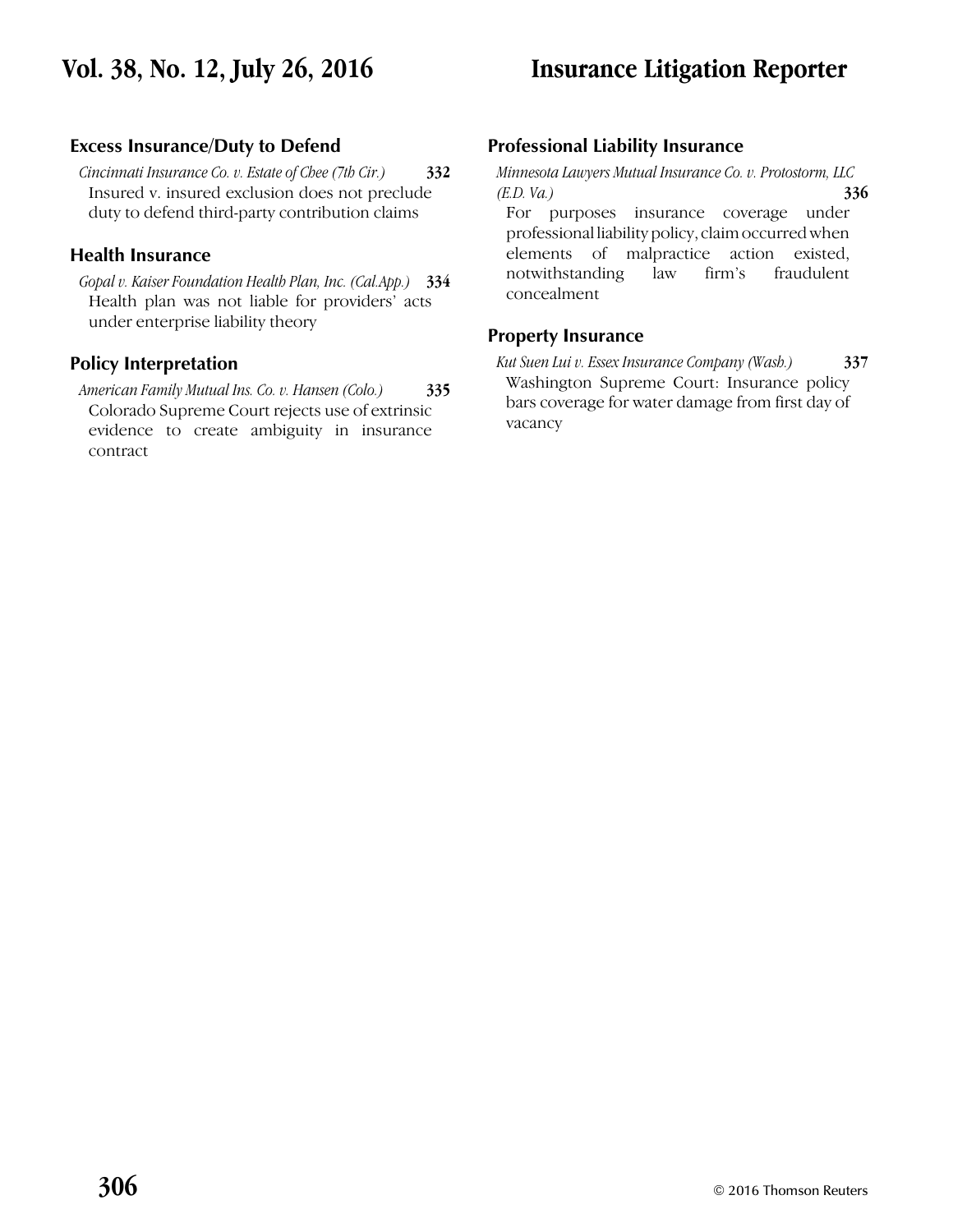## Excess Insurance/Duty to Defend

*Cincinnati Insurance Co. v. Estate of Chee (7th Cir.)* **332**
Insured v. insured exclusion does not preclude duty to defend third-party contribution claims

## Health Insurance

*Gopal v. Kaiser Foundation Health Plan, Inc. (Cal.App.)* **334**
Health plan was not liable for providers' acts under enterprise liability theory

## Policy Interpretation

*American Family Mutual Ins. Co. v. Hansen (Colo.)* **335**
Colorado Supreme Court rejects use of extrinsic evidence to create ambiguity in insurance contract

## Professional Liability Insurance

*Minnesota Lawyers Mutual Insurance Co. v. Protostorm, LLC (E.D. Va.)* **336**
For purposes insurance coverage under professional liability policy, claim occurred when elements of malpractice action existed, notwithstanding law firm's fraudulent concealment

## Property Insurance

*Kut Suen Lui v. Essex Insurance Company (Wash.)* **337**
Washington Supreme Court: Insurance policy bars coverage for water damage from first day of vacancy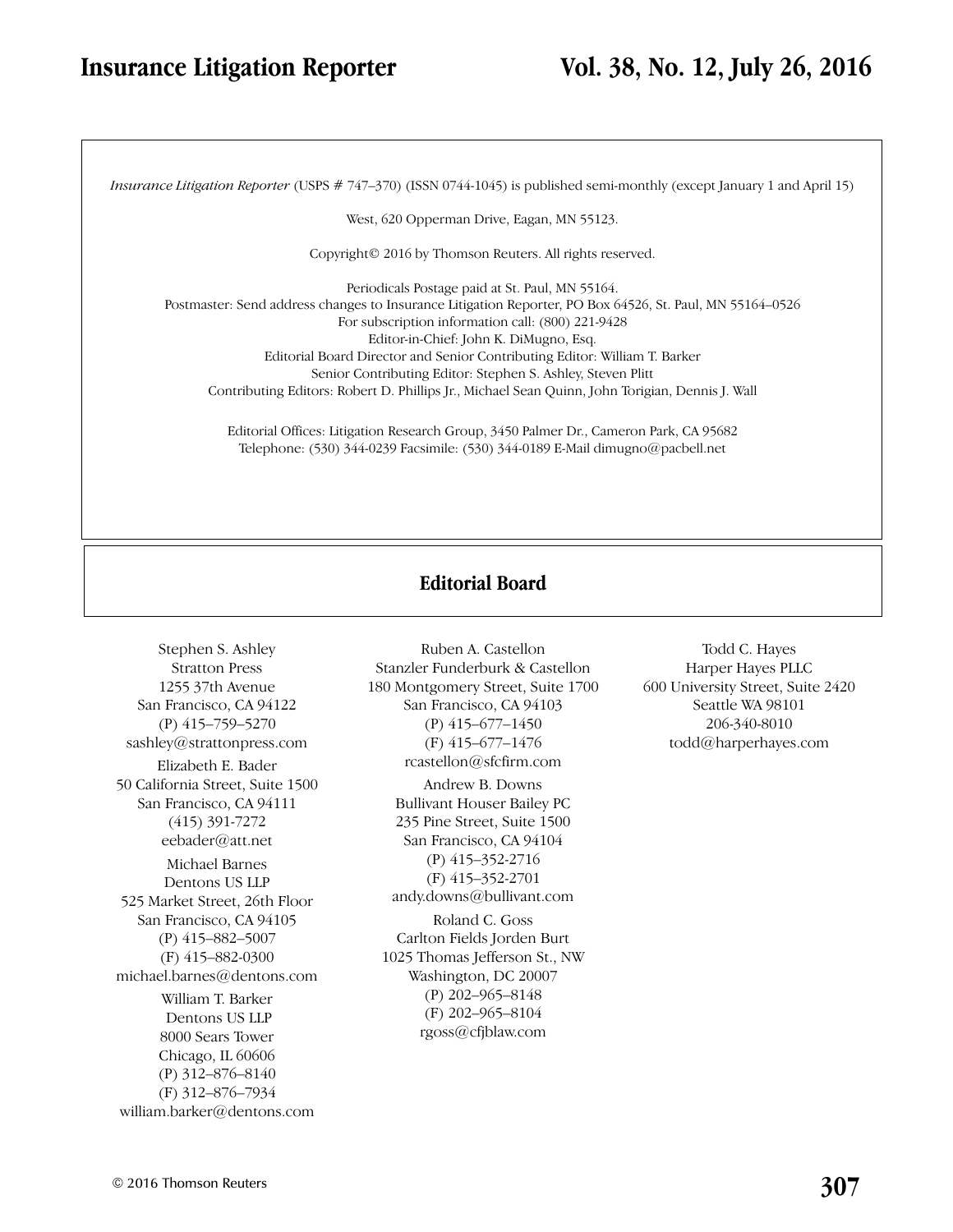*Insurance Litigation Reporter* (USPS # 747–370) (ISSN 0744-1045) is published semi-monthly (except January 1 and April 15)

West, 620 Opperman Drive, Eagan, MN 55123.

Copyright© 2016 by Thomson Reuters. All rights reserved.

Periodicals Postage paid at St. Paul, MN 55164.
Postmaster: Send address changes to Insurance Litigation Reporter, PO Box 64526, St. Paul, MN 55164–0526
For subscription information call: (800) 221-9428
Editor-in-Chief: John K. DiMugno, Esq.
Editorial Board Director and Senior Contributing Editor: William T. Barker
Senior Contributing Editor: Stephen S. Ashley, Steven Plitt
Contributing Editors: Robert D. Phillips Jr., Michael Sean Quinn, John Torigian, Dennis J. Wall

Editorial Offices: Litigation Research Group, 3450 Palmer Dr., Cameron Park, CA 95682
Telephone: (530) 344-0239 Facsimile: (530) 344-0189 E-Mail dimugno@pacbell.net

## Editorial Board

Stephen S. Ashley
Stratton Press
1255 37th Avenue
San Francisco, CA 94122
(P) 415–759–5270
sashley@strattonpress.com

Elizabeth E. Bader
50 California Street, Suite 1500
San Francisco, CA 94111
(415) 391-7272
eebader@att.net

Michael Barnes
Dentons US LLP
525 Market Street, 26th Floor
San Francisco, CA 94105
(P) 415–882–5007
(F) 415–882-0300
michael.barnes@dentons.com

William T. Barker
Dentons US LLP
8000 Sears Tower
Chicago, IL 60606
(P) 312–876–8140
(F) 312–876–7934
william.barker@dentons.com

Ruben A. Castellon
Stanzler Funderburk & Castellon
180 Montgomery Street, Suite 1700
San Francisco, CA 94103
(P) 415–677–1450
(F) 415–677–1476
rcastellon@sfcfirm.com

Andrew B. Downs
Bullivant Houser Bailey PC
235 Pine Street, Suite 1500
San Francisco, CA 94104
(P) 415–352-2716
(F) 415–352-2701
andy.downs@bullivant.com

Roland C. Goss
Carlton Fields Jorden Burt
1025 Thomas Jefferson St., NW
Washington, DC 20007
(P) 202–965–8148
(F) 202–965–8104
rgoss@cfjblaw.com

Todd C. Hayes
Harper Hayes PLLC
600 University Street, Suite 2420
Seattle WA 98101
206-340-8010
todd@harperhayes.com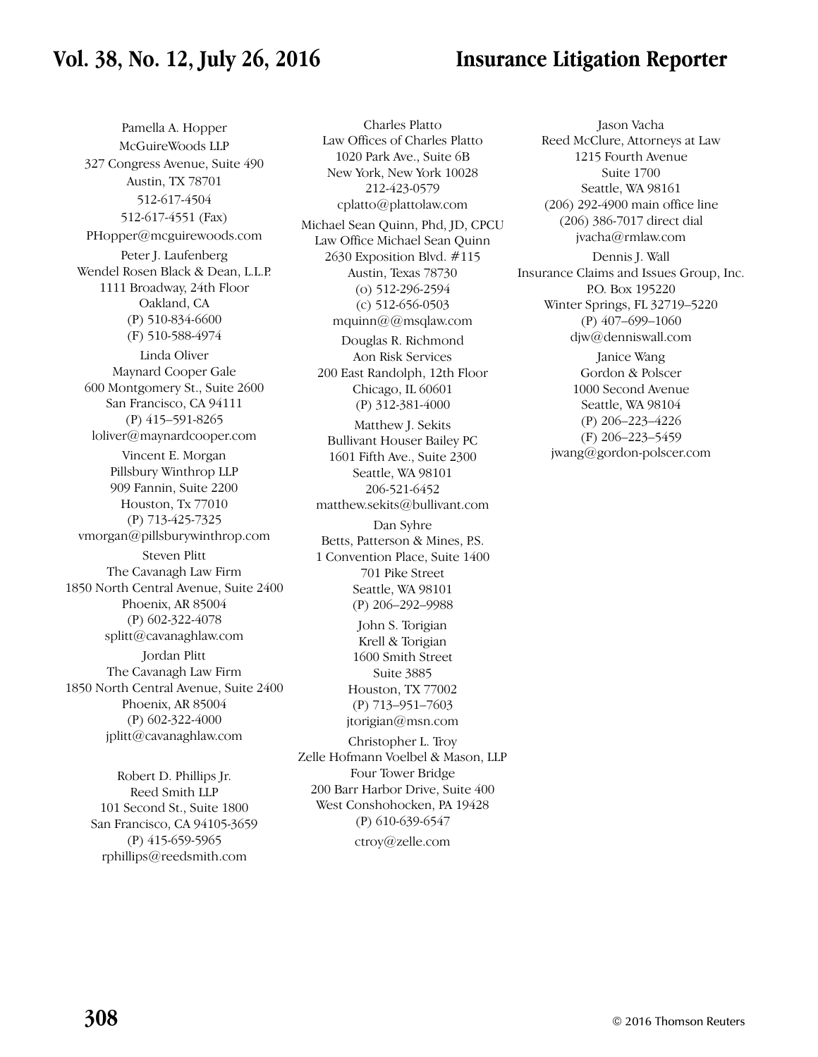Pamella A. Hopper
McGuireWoods LLP
327 Congress Avenue, Suite 490
Austin, TX 78701
512-617-4504
512-617-4551 (Fax)
PHopper@mcguirewoods.com

Peter J. Laufenberg
Wendel Rosen Black & Dean, L.L.P.
1111 Broadway, 24th Floor
Oakland, CA
(P) 510-834-6600
(F) 510-588-4974

Linda Oliver
Maynard Cooper Gale
600 Montgomery St., Suite 2600
San Francisco, CA 94111
(P) 415–591-8265
loliver@maynardcooper.com

Vincent E. Morgan
Pillsbury Winthrop LLP
909 Fannin, Suite 2200
Houston, Tx 77010
(P) 713-425-7325
vmorgan@pillsburywinthrop.com

Steven Plitt
The Cavanagh Law Firm
1850 North Central Avenue, Suite 2400
Phoenix, AR 85004
(P) 602-322-4078
splitt@cavanaghlaw.com

Jordan Plitt
The Cavanagh Law Firm
1850 North Central Avenue, Suite 2400
Phoenix, AR 85004
(P) 602-322-4000
jplitt@cavanaghlaw.com

Robert D. Phillips Jr.
Reed Smith LLP
101 Second St., Suite 1800
San Francisco, CA 94105-3659
(P) 415-659-5965
rphillips@reedsmith.com

Charles Platto
Law Offices of Charles Platto
1020 Park Ave., Suite 6B
New York, New York 10028
212-423-0579
cplatto@plattolaw.com

Michael Sean Quinn, Phd, JD, CPCU
Law Office Michael Sean Quinn
2630 Exposition Blvd. #115
Austin, Texas 78730
(o) 512-296-2594
(c) 512-656-0503
mquinn@@msqlaw.com

Douglas R. Richmond
Aon Risk Services
200 East Randolph, 12th Floor
Chicago, IL 60601
(P) 312-381-4000

Matthew J. Sekits
Bullivant Houser Bailey PC
1601 Fifth Ave., Suite 2300
Seattle, WA 98101
206-521-6452
matthew.sekits@bullivant.com

Dan Syhre
Betts, Patterson & Mines, P.S.
1 Convention Place, Suite 1400
701 Pike Street
Seattle, WA 98101
(P) 206–292–9988

John S. Torigian
Krell & Torigian
1600 Smith Street
Suite 3885
Houston, TX 77002
(P) 713–951–7603
jtorigian@msn.com

Christopher L. Troy
Zelle Hofmann Voelbel & Mason, LLP
Four Tower Bridge
200 Barr Harbor Drive, Suite 400
West Conshohocken, PA 19428
(P) 610-639-6547
ctroy@zelle.com

Jason Vacha
Reed McClure, Attorneys at Law
1215 Fourth Avenue
Suite 1700
Seattle, WA 98161
(206) 292-4900 main office line
(206) 386-7017 direct dial
jvacha@rmlaw.com

Dennis J. Wall
Insurance Claims and Issues Group, Inc.
P.O. Box 195220
Winter Springs, FL 32719–5220
(P) 407–699–1060
djw@denniswall.com

Janice Wang
Gordon & Polscer
1000 Second Avenue
Seattle, WA 98104
(P) 206–223–4226
(F) 206–223–5459
jwang@gordon-polscer.com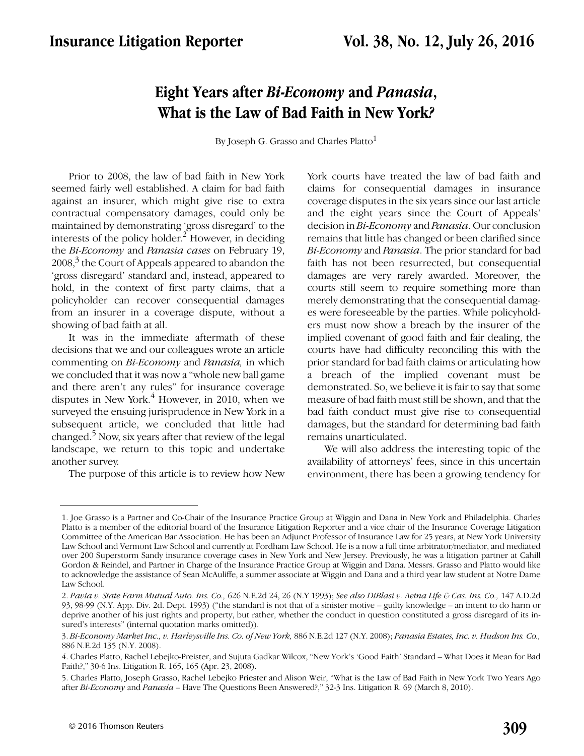# Eight Years after *Bi-Economy* and *Panasia*, What is the Law of Bad Faith in New York?

By Joseph G. Grasso and Charles Platto[1]

Prior to 2008, the law of bad faith in New York seemed fairly well established. A claim for bad faith against an insurer, which might give rise to extra contractual compensatory damages, could only be maintained by demonstrating 'gross disregard' to the interests of the policy holder.[2] However, in deciding the *Bi-Economy* and *Panasia cases* on February 19, 2008,[3] the Court of Appeals appeared to abandon the 'gross disregard' standard and, instead, appeared to hold, in the context of first party claims, that a policyholder can recover consequential damages from an insurer in a coverage dispute, without a showing of bad faith at all.

It was in the immediate aftermath of these decisions that we and our colleagues wrote an article commenting on *Bi-Economy* and *Panasia,* in which we concluded that it was now a "whole new ball game and there aren't any rules" for insurance coverage disputes in New York.[4] However, in 2010, when we surveyed the ensuing jurisprudence in New York in a subsequent article, we concluded that little had changed.[5] Now, six years after that review of the legal landscape, we return to this topic and undertake another survey.

The purpose of this article is to review how New York courts have treated the law of bad faith and claims for consequential damages in insurance coverage disputes in the six years since our last article and the eight years since the Court of Appeals' decision in *Bi-Economy* and *Panasia*. Our conclusion remains that little has changed or been clarified since *Bi-Economy* and *Panasia*. The prior standard for bad faith has not been resurrected, but consequential damages are very rarely awarded. Moreover, the courts still seem to require something more than merely demonstrating that the consequential damages were foreseeable by the parties. While policyholders must now show a breach by the insurer of the implied covenant of good faith and fair dealing, the courts have had difficulty reconciling this with the prior standard for bad faith claims or articulating how a breach of the implied covenant must be demonstrated. So, we believe it is fair to say that some measure of bad faith must still be shown, and that the bad faith conduct must give rise to consequential damages, but the standard for determining bad faith remains unarticulated.

We will also address the interesting topic of the availability of attorneys' fees, since in this uncertain environment, there has been a growing tendency for

---

1. Joe Grasso is a Partner and Co-Chair of the Insurance Practice Group at Wiggin and Dana in New York and Philadelphia. Charles Platto is a member of the editorial board of the Insurance Litigation Reporter and a vice chair of the Insurance Coverage Litigation Committee of the American Bar Association. He has been an Adjunct Professor of Insurance Law for 25 years, at New York University Law School and Vermont Law School and currently at Fordham Law School. He is a now a full time arbitrator/mediator, and mediated over 200 Superstorm Sandy insurance coverage cases in New York and New Jersey. Previously, he was a litigation partner at Cahill Gordon & Reindel, and Partner in Charge of the Insurance Practice Group at Wiggin and Dana. Messrs. Grasso and Platto would like to acknowledge the assistance of Sean McAuliffe, a summer associate at Wiggin and Dana and a third year law student at Notre Dame Law School.

2. *Pavia v. State Farm Mutual Auto. Ins. Co.,* 626 N.E.2d 24, 26 (N.Y 1993); *See also DiBlasi v. Aetna Life & Cas. Ins. Co.,* 147 A.D.2d 93, 98-99 (N.Y. App. Div. 2d. Dept. 1993) ("the standard is not that of a sinister motive – guilty knowledge – an intent to do harm or deprive another of his just rights and property, but rather, whether the conduct in question constituted a gross disregard of its insured's interests" (internal quotation marks omitted)).

3. *Bi-Economy Market Inc., v. Harleysville Ins. Co. of New York,* 886 N.E.2d 127 (N.Y. 2008); *Panasia Estates, Inc. v. Hudson Ins. Co.,* 886 N.E.2d 135 (N.Y. 2008).

4. Charles Platto, Rachel Lebejko-Preister, and Sujuta Gadkar Wilcox, "New York's 'Good Faith' Standard – What Does it Mean for Bad Faith?," 30-6 Ins. Litigation R. 165, 165 (Apr. 23, 2008).

5. Charles Platto, Joseph Grasso, Rachel Lebejko Priester and Alison Weir, "What is the Law of Bad Faith in New York Two Years Ago after *Bi-Economy* and *Panasia* – Have The Questions Been Answered?," 32-3 Ins. Litigation R. 69 (March 8, 2010).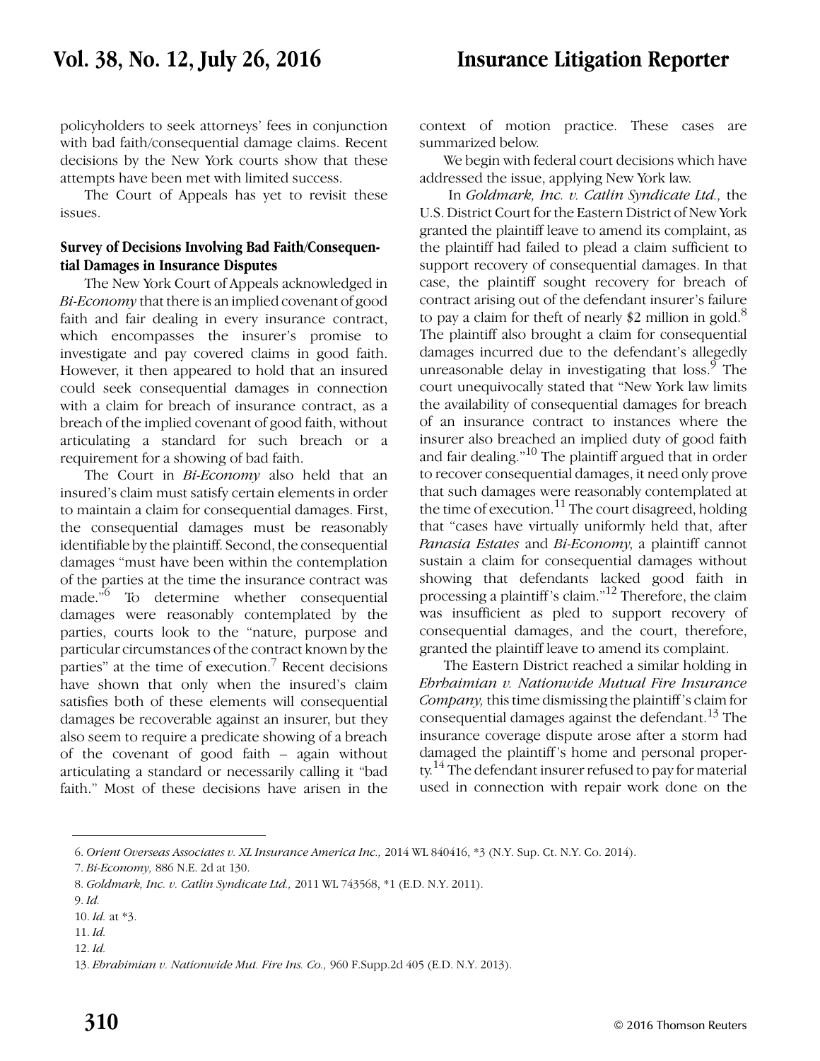policyholders to seek attorneys' fees in conjunction with bad faith/consequential damage claims. Recent decisions by the New York courts show that these attempts have been met with limited success.

The Court of Appeals has yet to revisit these issues.

### Survey of Decisions Involving Bad Faith/Consequential Damages in Insurance Disputes

The New York Court of Appeals acknowledged in *Bi-Economy* that there is an implied covenant of good faith and fair dealing in every insurance contract, which encompasses the insurer's promise to investigate and pay covered claims in good faith. However, it then appeared to hold that an insured could seek consequential damages in connection with a claim for breach of insurance contract, as a breach of the implied covenant of good faith, without articulating a standard for such breach or a requirement for a showing of bad faith.

The Court in *Bi-Economy* also held that an insured's claim must satisfy certain elements in order to maintain a claim for consequential damages. First, the consequential damages must be reasonably identifiable by the plaintiff. Second, the consequential damages "must have been within the contemplation of the parties at the time the insurance contract was made."[6] To determine whether consequential damages were reasonably contemplated by the parties, courts look to the "nature, purpose and particular circumstances of the contract known by the parties" at the time of execution.[7] Recent decisions have shown that only when the insured's claim satisfies both of these elements will consequential damages be recoverable against an insurer, but they also seem to require a predicate showing of a breach of the covenant of good faith – again without articulating a standard or necessarily calling it "bad faith." Most of these decisions have arisen in the context of motion practice. These cases are summarized below.

We begin with federal court decisions which have addressed the issue, applying New York law.

In *Goldmark, Inc. v. Catlin Syndicate Ltd.,* the U.S. District Court for the Eastern District of New York granted the plaintiff leave to amend its complaint, as the plaintiff had failed to plead a claim sufficient to support recovery of consequential damages. In that case, the plaintiff sought recovery for breach of contract arising out of the defendant insurer's failure to pay a claim for theft of nearly $2 million in gold.[8] The plaintiff also brought a claim for consequential damages incurred due to the defendant's allegedly unreasonable delay in investigating that loss.[9] The court unequivocally stated that "New York law limits the availability of consequential damages for breach of an insurance contract to instances where the insurer also breached an implied duty of good faith and fair dealing."[10] The plaintiff argued that in order to recover consequential damages, it need only prove that such damages were reasonably contemplated at the time of execution.[11] The court disagreed, holding that "cases have virtually uniformly held that, after *Panasia Estates* and *Bi-Economy*, a plaintiff cannot sustain a claim for consequential damages without showing that defendants lacked good faith in processing a plaintiff's claim."[12] Therefore, the claim was insufficient as pled to support recovery of consequential damages, and the court, therefore, granted the plaintiff leave to amend its complaint.

The Eastern District reached a similar holding in *Ebrhaimian v. Nationwide Mutual Fire Insurance Company,* this time dismissing the plaintiff's claim for consequential damages against the defendant.[13] The insurance coverage dispute arose after a storm had damaged the plaintiff's home and personal property.[14] The defendant insurer refused to pay for material used in connection with repair work done on the

---

6. *Orient Overseas Associates v. XL Insurance America Inc.,* 2014 WL 840416, *3 (N.Y. Sup. Ct. N.Y. Co. 2014).

7. *Bi-Economy,* 886 N.E. 2d at 130.

8. *Goldmark, Inc. v. Catlin Syndicate Ltd.,* 2011 WL 743568, *1 (E.D. N.Y. 2011).

9. *Id.*

10. *Id.* at *3.

11. *Id.*

12. *Id.*

13. *Ebrahimian v. Nationwide Mut. Fire Ins. Co.,* 960 F.Supp.2d 405 (E.D. N.Y. 2013).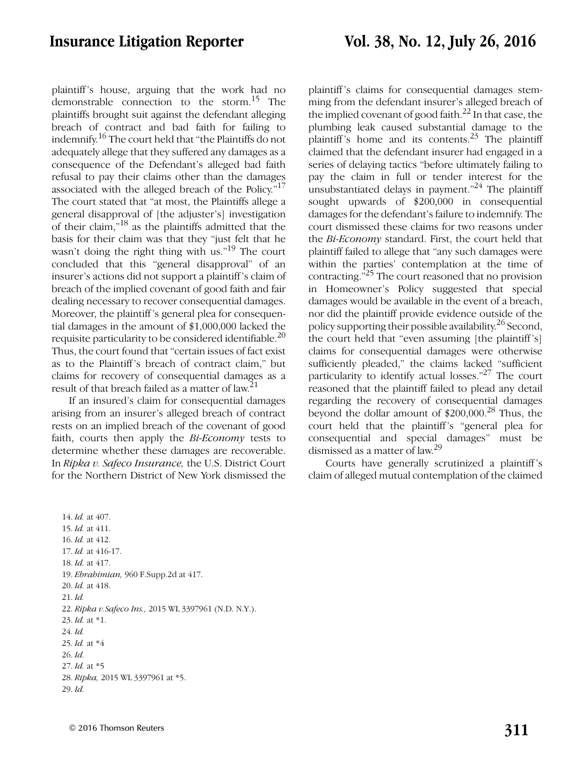plaintiff's house, arguing that the work had no demonstrable connection to the storm.[15] The plaintiffs brought suit against the defendant alleging breach of contract and bad faith for failing to indemnify.[16] The court held that "the Plaintiffs do not adequately allege that they suffered any damages as a consequence of the Defendant's alleged bad faith refusal to pay their claims other than the damages associated with the alleged breach of the Policy."[17] The court stated that "at most, the Plaintiffs allege a general disapproval of [the adjuster's] investigation of their claim,"[18] as the plaintiffs admitted that the basis for their claim was that they "just felt that he wasn't doing the right thing with us."[19] The court concluded that this "general disapproval" of an insurer's actions did not support a plaintiff's claim of breach of the implied covenant of good faith and fair dealing necessary to recover consequential damages. Moreover, the plaintiff's general plea for consequential damages in the amount of $1,000,000 lacked the requisite particularity to be considered identifiable.[20] Thus, the court found that "certain issues of fact exist as to the Plaintiff's breach of contract claim," but claims for recovery of consequential damages as a result of that breach failed as a matter of law.[21]

If an insured's claim for consequential damages arising from an insurer's alleged breach of contract rests on an implied breach of the covenant of good faith, courts then apply the *Bi-Economy* tests to determine whether these damages are recoverable. In *Ripka v. Safeco Insurance,* the U.S. District Court for the Northern District of New York dismissed the plaintiff's claims for consequential damages stemming from the defendant insurer's alleged breach of the implied covenant of good faith.[22] In that case, the plumbing leak caused substantial damage to the plaintiff's home and its contents.[23] The plaintiff claimed that the defendant insurer had engaged in a series of delaying tactics "before ultimately failing to pay the claim in full or tender interest for the unsubstantiated delays in payment."[24] The plaintiff sought upwards of $200,000 in consequential damages for the defendant's failure to indemnify. The court dismissed these claims for two reasons under the *Bi-Economy* standard. First, the court held that plaintiff failed to allege that "any such damages were within the parties' contemplation at the time of contracting."[25] The court reasoned that no provision in Homeowner's Policy suggested that special damages would be available in the event of a breach, nor did the plaintiff provide evidence outside of the policy supporting their possible availability.[26] Second, the court held that "even assuming [the plaintiff's] claims for consequential damages were otherwise sufficiently pleaded," the claims lacked "sufficient particularity to identify actual losses."[27] The court reasoned that the plaintiff failed to plead any detail regarding the recovery of consequential damages beyond the dollar amount of $200,000.[28] Thus, the court held that the plaintiff's "general plea for consequential and special damages" must be dismissed as a matter of law.[29]

Courts have generally scrutinized a plaintiff's claim of alleged mutual contemplation of the claimed

14. *Id.* at 407.
15. *Id.* at 411.
16. *Id.* at 412.
17. *Id.* at 416-17.
18. *Id.* at 417.
19. *Ebrahimian,* 960 F.Supp.2d at 417.
20. *Id.* at 418.
21. *Id.*
22. *Ripka v.Safeco Ins.,* 2015 WL 3397961 (N.D. N.Y.).
23. *Id.* at *1.
24. *Id.*
25. *Id.* at *4
26. *Id.*
27. *Id.* at *5
28. *Ripka,* 2015 WL 3397961 at *5.
29. *Id.*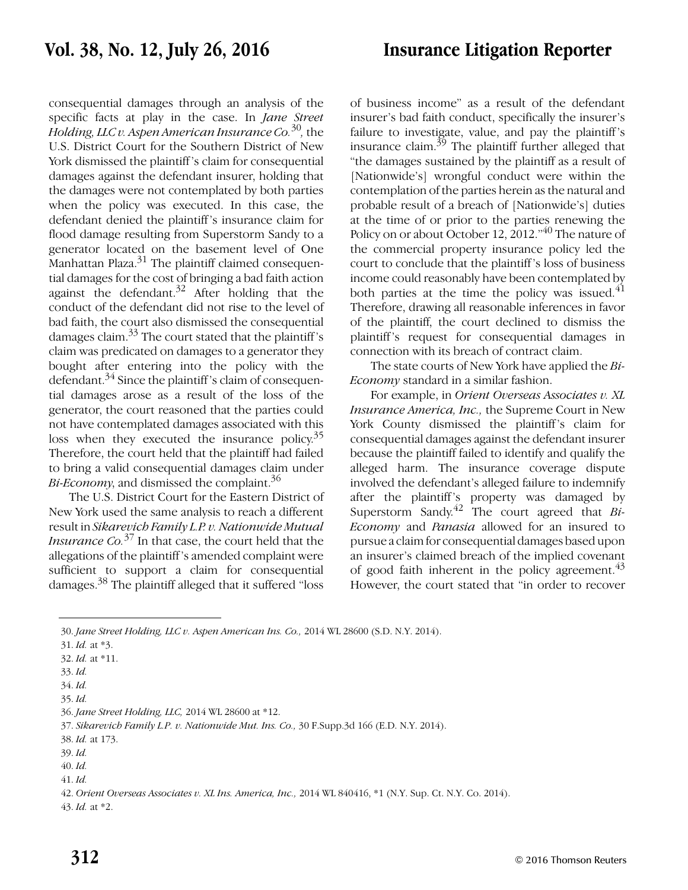consequential damages through an analysis of the specific facts at play in the case. In *Jane Street Holding, LLC v. Aspen American Insurance Co.*[30], the U.S. District Court for the Southern District of New York dismissed the plaintiff's claim for consequential damages against the defendant insurer, holding that the damages were not contemplated by both parties when the policy was executed. In this case, the defendant denied the plaintiff's insurance claim for flood damage resulting from Superstorm Sandy to a generator located on the basement level of One Manhattan Plaza.[31] The plaintiff claimed consequential damages for the cost of bringing a bad faith action against the defendant.[32] After holding that the conduct of the defendant did not rise to the level of bad faith, the court also dismissed the consequential damages claim.[33] The court stated that the plaintiff's claim was predicated on damages to a generator they bought after entering into the policy with the defendant.[34] Since the plaintiff's claim of consequential damages arose as a result of the loss of the generator, the court reasoned that the parties could not have contemplated damages associated with this loss when they executed the insurance policy.[35] Therefore, the court held that the plaintiff had failed to bring a valid consequential damages claim under *Bi-Economy*, and dismissed the complaint.[36]

The U.S. District Court for the Eastern District of New York used the same analysis to reach a different result in *Sikarevich Family L.P. v. Nationwide Mutual Insurance Co.*[37] In that case, the court held that the allegations of the plaintiff's amended complaint were sufficient to support a claim for consequential damages.[38] The plaintiff alleged that it suffered "loss of business income" as a result of the defendant insurer's bad faith conduct, specifically the insurer's failure to investigate, value, and pay the plaintiff's insurance claim.[39] The plaintiff further alleged that "the damages sustained by the plaintiff as a result of [Nationwide's] wrongful conduct were within the contemplation of the parties herein as the natural and probable result of a breach of [Nationwide's] duties at the time of or prior to the parties renewing the Policy on or about October 12, 2012."[40] The nature of the commercial property insurance policy led the court to conclude that the plaintiff's loss of business income could reasonably have been contemplated by both parties at the time the policy was issued.[41] Therefore, drawing all reasonable inferences in favor of the plaintiff, the court declined to dismiss the plaintiff's request for consequential damages in connection with its breach of contract claim.

The state courts of New York have applied the *Bi-Economy* standard in a similar fashion.

For example, in *Orient Overseas Associates v. XL Insurance America, Inc.,* the Supreme Court in New York County dismissed the plaintiff's claim for consequential damages against the defendant insurer because the plaintiff failed to identify and qualify the alleged harm. The insurance coverage dispute involved the defendant's alleged failure to indemnify after the plaintiff's property was damaged by Superstorm Sandy.[42] The court agreed that *Bi-Economy* and *Panasia* allowed for an insured to pursue a claim for consequential damages based upon an insurer's claimed breach of the implied covenant of good faith inherent in the policy agreement.[43] However, the court stated that "in order to recover

---

30. *Jane Street Holding, LLC v. Aspen American Ins. Co.,* 2014 WL 28600 (S.D. N.Y. 2014).

31. *Id.* at *3.

32. *Id.* at *11.

33. *Id.*

34. *Id.*

35. *Id.*

36. *Jane Street Holding, LLC,* 2014 WL 28600 at *12.

37. *Sikarevich Family L.P. v. Nationwide Mut. Ins. Co.,* 30 F.Supp.3d 166 (E.D. N.Y. 2014).

38. *Id.* at 173.

39. *Id.*

40. *Id.*

41. *Id.*

42. *Orient Overseas Associates v. XL Ins. America, Inc.,* 2014 WL 840416, *1 (N.Y. Sup. Ct. N.Y. Co. 2014).

43. *Id.* at *2.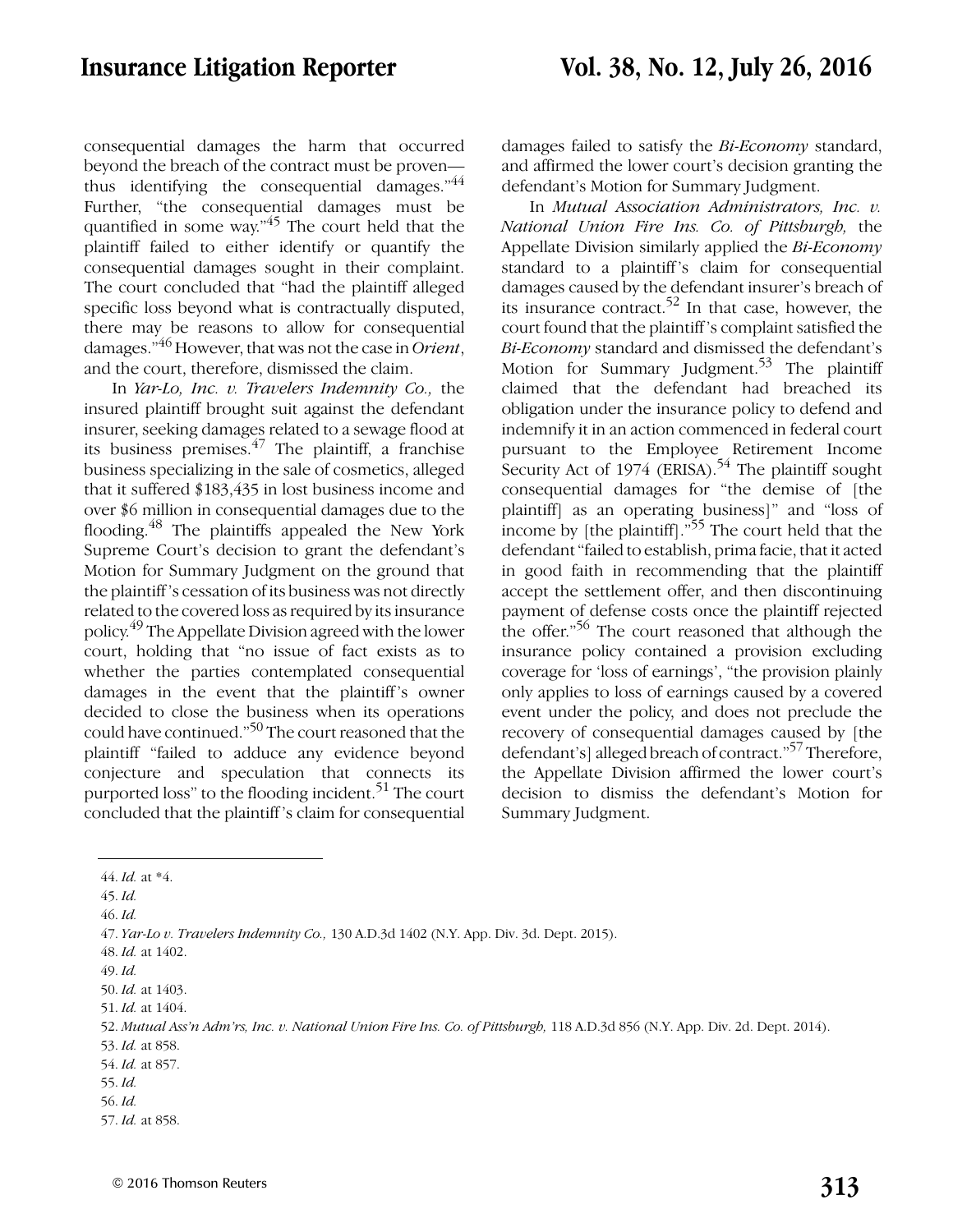consequential damages the harm that occurred beyond the breach of the contract must be proven—thus identifying the consequential damages."[44] Further, "the consequential damages must be quantified in some way."[45] The court held that the plaintiff failed to either identify or quantify the consequential damages sought in their complaint. The court concluded that "had the plaintiff alleged specific loss beyond what is contractually disputed, there may be reasons to allow for consequential damages."[46] However, that was not the case in *Orient*, and the court, therefore, dismissed the claim.

In *Yar-Lo, Inc. v. Travelers Indemnity Co.,* the insured plaintiff brought suit against the defendant insurer, seeking damages related to a sewage flood at its business premises.[47] The plaintiff, a franchise business specializing in the sale of cosmetics, alleged that it suffered $183,435 in lost business income and over $6 million in consequential damages due to the flooding.[48] The plaintiffs appealed the New York Supreme Court's decision to grant the defendant's Motion for Summary Judgment on the ground that the plaintiff's cessation of its business was not directly related to the covered loss as required by its insurance policy.[49] The Appellate Division agreed with the lower court, holding that "no issue of fact exists as to whether the parties contemplated consequential damages in the event that the plaintiff's owner decided to close the business when its operations could have continued."[50] The court reasoned that the plaintiff "failed to adduce any evidence beyond conjecture and speculation that connects its purported loss" to the flooding incident.[51] The court concluded that the plaintiff's claim for consequential damages failed to satisfy the *Bi-Economy* standard, and affirmed the lower court's decision granting the defendant's Motion for Summary Judgment.

In *Mutual Association Administrators, Inc. v. National Union Fire Ins. Co. of Pittsburgh,* the Appellate Division similarly applied the *Bi-Economy* standard to a plaintiff's claim for consequential damages caused by the defendant insurer's breach of its insurance contract.[52] In that case, however, the court found that the plaintiff's complaint satisfied the *Bi-Economy* standard and dismissed the defendant's Motion for Summary Judgment.[53] The plaintiff claimed that the defendant had breached its obligation under the insurance policy to defend and indemnify it in an action commenced in federal court pursuant to the Employee Retirement Income Security Act of 1974 (ERISA).[54] The plaintiff sought consequential damages for "the demise of [the plaintiff] as an operating business]" and "loss of income by [the plaintiff]."[55] The court held that the defendant "failed to establish, prima facie, that it acted in good faith in recommending that the plaintiff accept the settlement offer, and then discontinuing payment of defense costs once the plaintiff rejected the offer."[56] The court reasoned that although the insurance policy contained a provision excluding coverage for 'loss of earnings', "the provision plainly only applies to loss of earnings caused by a covered event under the policy, and does not preclude the recovery of consequential damages caused by [the defendant's] alleged breach of contract."[57] Therefore, the Appellate Division affirmed the lower court's decision to dismiss the defendant's Motion for Summary Judgment.

---

44. *Id.* at *4.

45. *Id.*

46. *Id.*

47. *Yar-Lo v. Travelers Indemnity Co.,* 130 A.D.3d 1402 (N.Y. App. Div. 3d. Dept. 2015).

48. *Id.* at 1402.

49. *Id.*

50. *Id.* at 1403.

51. *Id.* at 1404.

52. *Mutual Ass'n Adm'rs, Inc. v. National Union Fire Ins. Co. of Pittsburgh,* 118 A.D.3d 856 (N.Y. App. Div. 2d. Dept. 2014).

53. *Id.* at 858.

54. *Id.* at 857.

55. *Id.*

56. *Id.*

57. *Id.* at 858.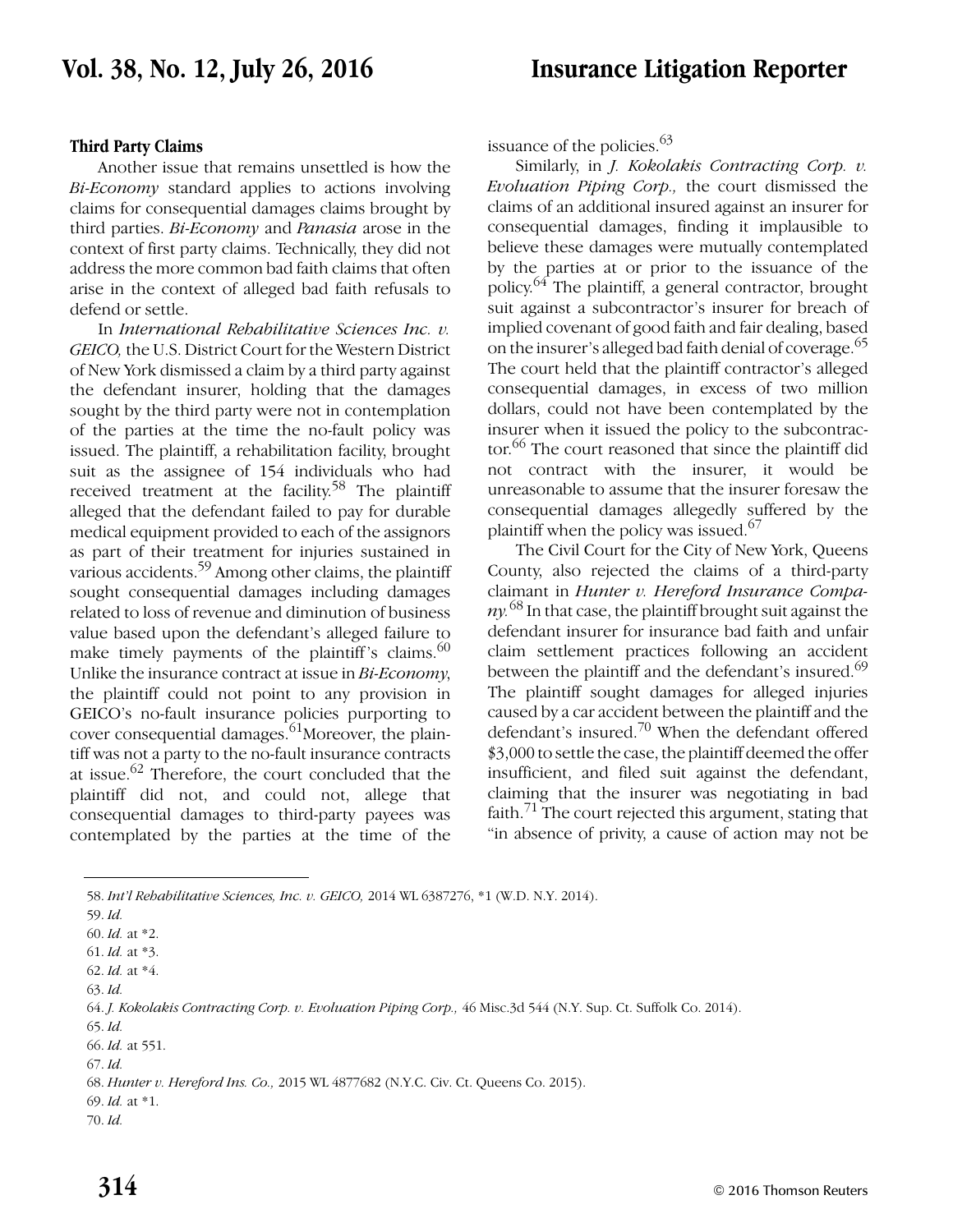**Third Party Claims**

Another issue that remains unsettled is how the *Bi-Economy* standard applies to actions involving claims for consequential damages claims brought by third parties. *Bi-Economy* and *Panasia* arose in the context of first party claims. Technically, they did not address the more common bad faith claims that often arise in the context of alleged bad faith refusals to defend or settle.

In *International Rehabilitative Sciences Inc. v. GEICO,* the U.S. District Court for the Western District of New York dismissed a claim by a third party against the defendant insurer, holding that the damages sought by the third party were not in contemplation of the parties at the time the no-fault policy was issued. The plaintiff, a rehabilitation facility, brought suit as the assignee of 154 individuals who had received treatment at the facility.[58] The plaintiff alleged that the defendant failed to pay for durable medical equipment provided to each of the assignors as part of their treatment for injuries sustained in various accidents.[59] Among other claims, the plaintiff sought consequential damages including damages related to loss of revenue and diminution of business value based upon the defendant's alleged failure to make timely payments of the plaintiff's claims.[60] Unlike the insurance contract at issue in *Bi-Economy*, the plaintiff could not point to any provision in GEICO's no-fault insurance policies purporting to cover consequential damages.[61]Moreover, the plaintiff was not a party to the no-fault insurance contracts at issue.[62] Therefore, the court concluded that the plaintiff did not, and could not, allege that consequential damages to third-party payees was contemplated by the parties at the time of the issuance of the policies.[63]

Similarly, in *J. Kokolakis Contracting Corp. v. Evoluation Piping Corp.,* the court dismissed the claims of an additional insured against an insurer for consequential damages, finding it implausible to believe these damages were mutually contemplated by the parties at or prior to the issuance of the policy.[64] The plaintiff, a general contractor, brought suit against a subcontractor's insurer for breach of implied covenant of good faith and fair dealing, based on the insurer's alleged bad faith denial of coverage.[65] The court held that the plaintiff contractor's alleged consequential damages, in excess of two million dollars, could not have been contemplated by the insurer when it issued the policy to the subcontractor.[66] The court reasoned that since the plaintiff did not contract with the insurer, it would be unreasonable to assume that the insurer foresaw the consequential damages allegedly suffered by the plaintiff when the policy was issued.[67]

The Civil Court for the City of New York, Queens County, also rejected the claims of a third-party claimant in *Hunter v. Hereford Insurance Company.*[68] In that case, the plaintiff brought suit against the defendant insurer for insurance bad faith and unfair claim settlement practices following an accident between the plaintiff and the defendant's insured.[69] The plaintiff sought damages for alleged injuries caused by a car accident between the plaintiff and the defendant's insured.[70] When the defendant offered $3,000 to settle the case, the plaintiff deemed the offer insufficient, and filed suit against the defendant, claiming that the insurer was negotiating in bad faith.[71] The court rejected this argument, stating that "in absence of privity, a cause of action may not be

---

58. *Int'l Rehabilitative Sciences, Inc. v. GEICO,* 2014 WL 6387276, *1 (W.D. N.Y. 2014).

59. *Id.*

60. *Id.* at *2.

61. *Id.* at *3.

62. *Id.* at *4.

63. *Id.*

64. *J. Kokolakis Contracting Corp. v. Evoluation Piping Corp.,* 46 Misc.3d 544 (N.Y. Sup. Ct. Suffolk Co. 2014).

65. *Id.*

66. *Id.* at 551.

67. *Id.*

68. *Hunter v. Hereford Ins. Co.,* 2015 WL 4877682 (N.Y.C. Civ. Ct. Queens Co. 2015).

69. *Id.* at *1.

70. *Id.*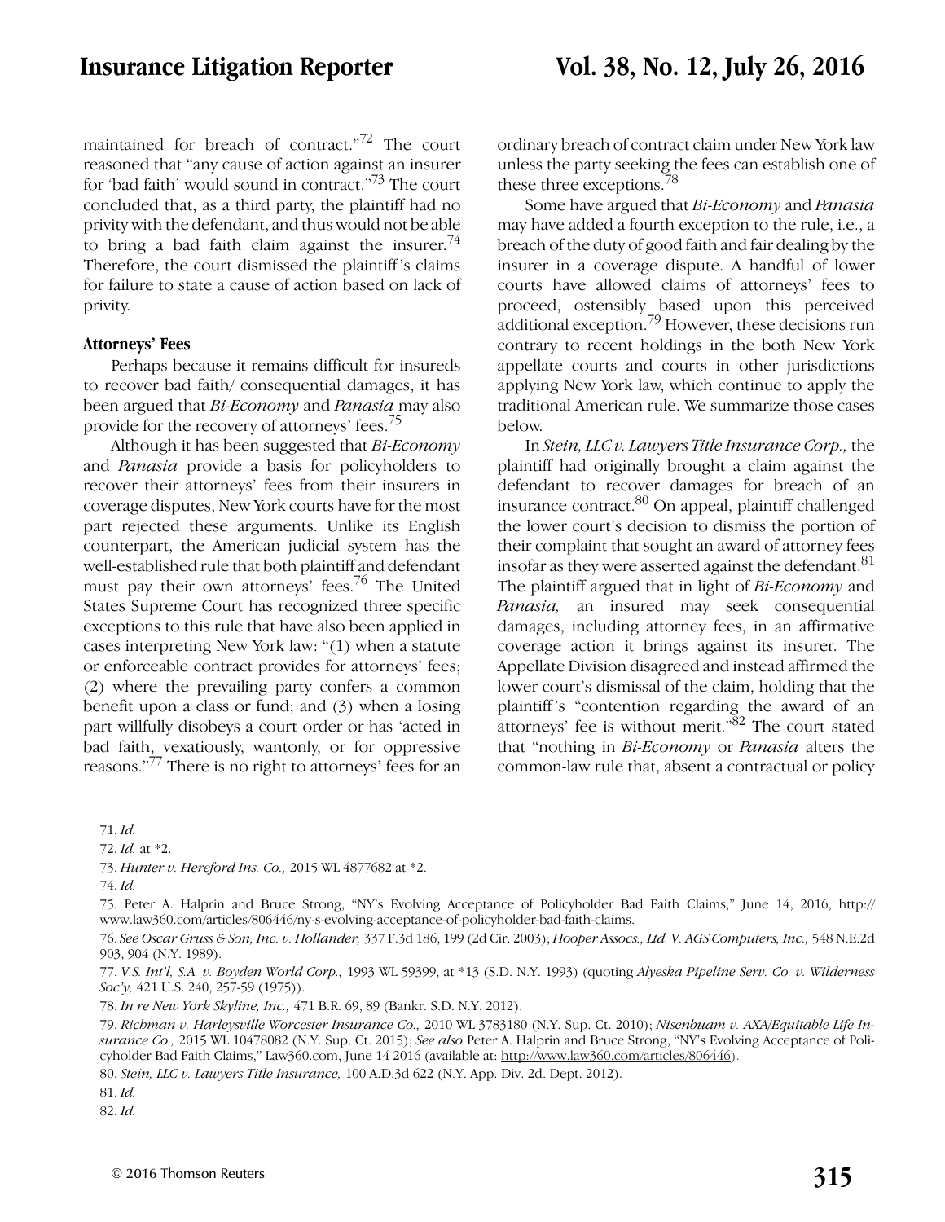maintained for breach of contract."[72] The court reasoned that "any cause of action against an insurer for 'bad faith' would sound in contract."[73] The court concluded that, as a third party, the plaintiff had no privity with the defendant, and thus would not be able to bring a bad faith claim against the insurer.[74] Therefore, the court dismissed the plaintiff's claims for failure to state a cause of action based on lack of privity.

**Attorneys' Fees**

Perhaps because it remains difficult for insureds to recover bad faith/ consequential damages, it has been argued that *Bi-Economy* and *Panasia* may also provide for the recovery of attorneys' fees.[75]

Although it has been suggested that *Bi-Economy* and *Panasia* provide a basis for policyholders to recover their attorneys' fees from their insurers in coverage disputes, New York courts have for the most part rejected these arguments. Unlike its English counterpart, the American judicial system has the well-established rule that both plaintiff and defendant must pay their own attorneys' fees.[76] The United States Supreme Court has recognized three specific exceptions to this rule that have also been applied in cases interpreting New York law: "(1) when a statute or enforceable contract provides for attorneys' fees; (2) where the prevailing party confers a common benefit upon a class or fund; and (3) when a losing part willfully disobeys a court order or has 'acted in bad faith, vexatiously, wantonly, or for oppressive reasons."[77] There is no right to attorneys' fees for an ordinary breach of contract claim under New York law unless the party seeking the fees can establish one of these three exceptions.[78]

Some have argued that *Bi-Economy* and *Panasia* may have added a fourth exception to the rule, i.e., a breach of the duty of good faith and fair dealing by the insurer in a coverage dispute. A handful of lower courts have allowed claims of attorneys' fees to proceed, ostensibly based upon this perceived additional exception.[79] However, these decisions run contrary to recent holdings in the both New York appellate courts and courts in other jurisdictions applying New York law, which continue to apply the traditional American rule. We summarize those cases below.

In *Stein, LLC v. Lawyers Title Insurance Corp.,* the plaintiff had originally brought a claim against the defendant to recover damages for breach of an insurance contract.[80] On appeal, plaintiff challenged the lower court's decision to dismiss the portion of their complaint that sought an award of attorney fees insofar as they were asserted against the defendant.[81] The plaintiff argued that in light of *Bi-Economy* and *Panasia,* an insured may seek consequential damages, including attorney fees, in an affirmative coverage action it brings against its insurer. The Appellate Division disagreed and instead affirmed the lower court's dismissal of the claim, holding that the plaintiff's "contention regarding the award of an attorneys' fee is without merit."[82] The court stated that "nothing in *Bi-Economy* or *Panasia* alters the common-law rule that, absent a contractual or policy

---

71. *Id.*

72. *Id.* at *2.

73. *Hunter v. Hereford Ins. Co.,* 2015 WL 4877682 at *2.

74. *Id.*

75. Peter A. Halprin and Bruce Strong, "NY's Evolving Acceptance of Policyholder Bad Faith Claims," June 14, 2016, http://www.law360.com/articles/806446/ny-s-evolving-acceptance-of-policyholder-bad-faith-claims.

76. *See Oscar Gruss & Son, Inc. v. Hollander,* 337 F.3d 186, 199 (2d Cir. 2003); *Hooper Assocs., Ltd. V. AGS Computers, Inc.,* 548 N.E.2d 903, 904 (N.Y. 1989).

77. *V.S. Int'l, S.A. v. Boyden World Corp.,* 1993 WL 59399, at *13 (S.D. N.Y. 1993) (quoting *Alyeska Pipeline Serv. Co. v. Wilderness Soc'y,* 421 U.S. 240, 257-59 (1975)).

78. *In re New York Skyline, Inc.,* 471 B.R. 69, 89 (Bankr. S.D. N.Y. 2012).

79. *Richman v. Harleysville Worcester Insurance Co.,* 2010 WL 3783180 (N.Y. Sup. Ct. 2010); *Nisenbuam v. AXA/Equitable Life Insurance Co.,* 2015 WL 10478082 (N.Y. Sup. Ct. 2015); *See also* Peter A. Halprin and Bruce Strong, "NY's Evolving Acceptance of Policyholder Bad Faith Claims," Law360.com, June 14 2016 (available at: http://www.law360.com/articles/806446).

80. *Stein, LLC v. Lawyers Title Insurance,* 100 A.D.3d 622 (N.Y. App. Div. 2d. Dept. 2012).

81. *Id.*

82. *Id.*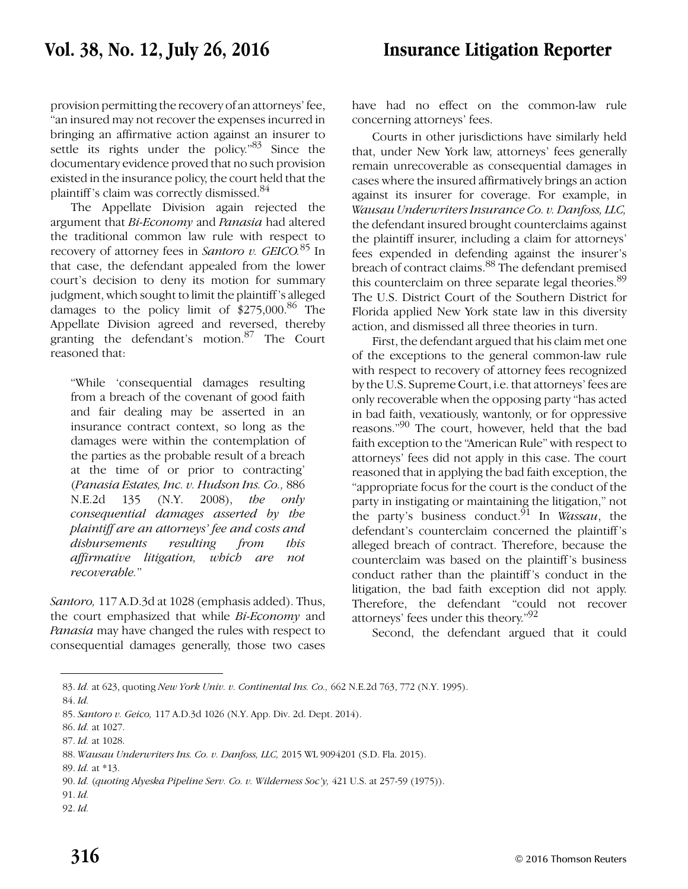provision permitting the recovery of an attorneys' fee, "an insured may not recover the expenses incurred in bringing an affirmative action against an insurer to settle its rights under the policy."[83] Since the documentary evidence proved that no such provision existed in the insurance policy, the court held that the plaintiff's claim was correctly dismissed.[84]

The Appellate Division again rejected the argument that *Bi-Economy* and *Panasia* had altered the traditional common law rule with respect to recovery of attorney fees in *Santoro v. GEICO.*[85] In that case, the defendant appealed from the lower court's decision to deny its motion for summary judgment, which sought to limit the plaintiff's alleged damages to the policy limit of $275,000.[86] The Appellate Division agreed and reversed, thereby granting the defendant's motion.[87] The Court reasoned that:

> "While 'consequential damages resulting from a breach of the covenant of good faith and fair dealing may be asserted in an insurance contract context, so long as the damages were within the contemplation of the parties as the probable result of a breach at the time of or prior to contracting' (*Panasia Estates, Inc. v. Hudson Ins. Co.,* 886 N.E.2d 135 (N.Y. 2008)), *the only consequential damages asserted by the plaintiff are an attorneys' fee and costs and disbursements resulting from this affirmative litigation, which are not recoverable.*"

*Santoro,* 117 A.D.3d at 1028 (emphasis added). Thus, the court emphasized that while *Bi-Economy* and *Panasia* may have changed the rules with respect to consequential damages generally, those two cases have had no effect on the common-law rule concerning attorneys' fees.

Courts in other jurisdictions have similarly held that, under New York law, attorneys' fees generally remain unrecoverable as consequential damages in cases where the insured affirmatively brings an action against its insurer for coverage. For example, in *Wausau Underwriters Insurance Co. v. Danfoss, LLC,* the defendant insured brought counterclaims against the plaintiff insurer, including a claim for attorneys' fees expended in defending against the insurer's breach of contract claims.[88] The defendant premised this counterclaim on three separate legal theories.[89] The U.S. District Court of the Southern District for Florida applied New York state law in this diversity action, and dismissed all three theories in turn.

First, the defendant argued that his claim met one of the exceptions to the general common-law rule with respect to recovery of attorney fees recognized by the U.S. Supreme Court, i.e. that attorneys' fees are only recoverable when the opposing party "has acted in bad faith, vexatiously, wantonly, or for oppressive reasons."[90] The court, however, held that the bad faith exception to the "American Rule" with respect to attorneys' fees did not apply in this case. The court reasoned that in applying the bad faith exception, the "appropriate focus for the court is the conduct of the party in instigating or maintaining the litigation," not the party's business conduct.[91] In *Wassau*, the defendant's counterclaim concerned the plaintiff's alleged breach of contract. Therefore, because the counterclaim was based on the plaintiff's business conduct rather than the plaintiff's conduct in the litigation, the bad faith exception did not apply. Therefore, the defendant "could not recover attorneys' fees under this theory."[92]

Second, the defendant argued that it could

---

83. *Id.* at 623, quoting *New York Univ. v. Continental Ins. Co.,* 662 N.E.2d 763, 772 (N.Y. 1995).

84. *Id.*

85. *Santoro v. Geico,* 117 A.D.3d 1026 (N.Y. App. Div. 2d. Dept. 2014).

86. *Id.* at 1027.

87. *Id.* at 1028.

88. *Wausau Underwriters Ins. Co. v. Danfoss, LLC,* 2015 WL 9094201 (S.D. Fla. 2015).

89. *Id.* at *13.

90. *Id.* (*quoting Alyeska Pipeline Serv. Co. v. Wilderness Soc'y,* 421 U.S. at 257-59 (1975)).

91. *Id.*

92. *Id.*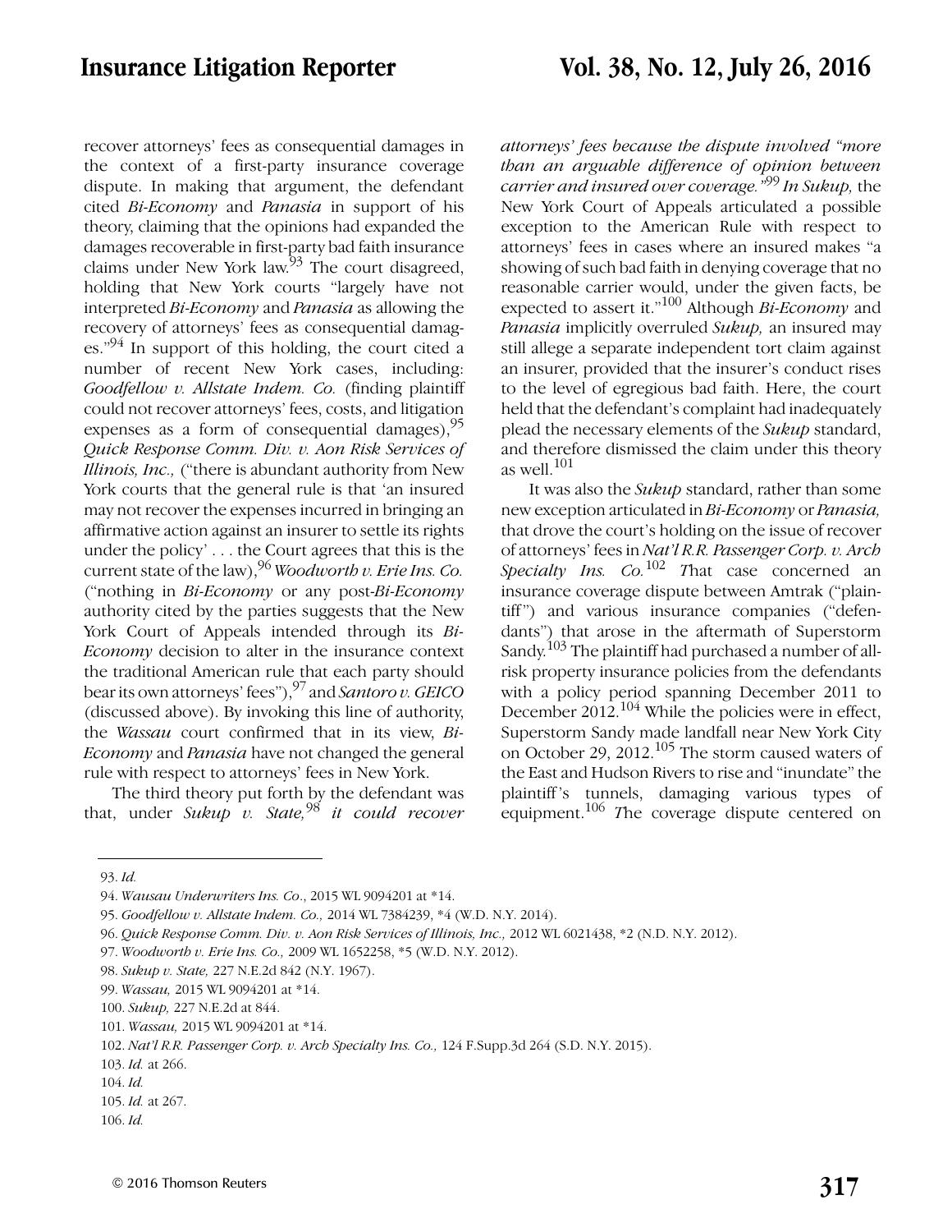recover attorneys' fees as consequential damages in the context of a first-party insurance coverage dispute. In making that argument, the defendant cited *Bi-Economy* and *Panasia* in support of his theory, claiming that the opinions had expanded the damages recoverable in first-party bad faith insurance claims under New York law.[93] The court disagreed, holding that New York courts "largely have not interpreted *Bi-Economy* and *Panasia* as allowing the recovery of attorneys' fees as consequential damages."[94] In support of this holding, the court cited a number of recent New York cases, including: *Goodfellow v. Allstate Indem. Co.* (finding plaintiff could not recover attorneys' fees, costs, and litigation expenses as a form of consequential damages),[95] *Quick Response Comm. Div. v. Aon Risk Services of Illinois, Inc.,* ("there is abundant authority from New York courts that the general rule is that 'an insured may not recover the expenses incurred in bringing an affirmative action against an insurer to settle its rights under the policy' . . . the Court agrees that this is the current state of the law),[96] *Woodworth v. Erie Ins. Co.* ("nothing in *Bi-Economy* or any post-*Bi-Economy* authority cited by the parties suggests that the New York Court of Appeals intended through its *Bi-Economy* decision to alter in the insurance context the traditional American rule that each party should bear its own attorneys' fees"),[97] and *Santoro v. GEICO* (discussed above). By invoking this line of authority, the *Wassau* court confirmed that in its view, *Bi-Economy* and *Panasia* have not changed the general rule with respect to attorneys' fees in New York.

The third theory put forth by the defendant was that, under *Sukup v. State,*[98] *it could recover attorneys' fees because the dispute involved "more than an arguable difference of opinion between carrier and insured over coverage."*[99] *In Sukup,* the New York Court of Appeals articulated a possible exception to the American Rule with respect to attorneys' fees in cases where an insured makes "a showing of such bad faith in denying coverage that no reasonable carrier would, under the given facts, be expected to assert it."[100] Although *Bi-Economy* and *Panasia* implicitly overruled *Sukup,* an insured may still allege a separate independent tort claim against an insurer, provided that the insurer's conduct rises to the level of egregious bad faith. Here, the court held that the defendant's complaint had inadequately plead the necessary elements of the *Sukup* standard, and therefore dismissed the claim under this theory as well.[101]

It was also the *Sukup* standard, rather than some new exception articulated in *Bi-Economy* or *Panasia,* that drove the court's holding on the issue of recover of attorneys' fees in *Nat'l R.R. Passenger Corp. v. Arch Specialty Ins. Co.*[102] *T*hat case concerned an insurance coverage dispute between Amtrak ("plaintiff") and various insurance companies ("defendants") that arose in the aftermath of Superstorm Sandy.[103] The plaintiff had purchased a number of all-risk property insurance policies from the defendants with a policy period spanning December 2011 to December 2012.[104] While the policies were in effect, Superstorm Sandy made landfall near New York City on October 29, 2012.[105] The storm caused waters of the East and Hudson Rivers to rise and "inundate" the plaintiff's tunnels, damaging various types of equipment.[106] *T*he coverage dispute centered on

---

93. *Id.*

94. *Wausau Underwriters Ins. Co*., 2015 WL 9094201 at \*14.

95. *Goodfellow v. Allstate Indem. Co.,* 2014 WL 7384239, \*4 (W.D. N.Y. 2014).

96. *Quick Response Comm. Div. v. Aon Risk Services of Illinois, Inc.,* 2012 WL 6021438, \*2 (N.D. N.Y. 2012).

97. *Woodworth v. Erie Ins. Co.,* 2009 WL 1652258, \*5 (W.D. N.Y. 2012).

98. *Sukup v. State,* 227 N.E.2d 842 (N.Y. 1967).

99. *Wassau,* 2015 WL 9094201 at \*14.

100. *Sukup,* 227 N.E.2d at 844.

101. *Wassau,* 2015 WL 9094201 at \*14.

102. *Nat'l R.R. Passenger Corp. v. Arch Specialty Ins. Co.,* 124 F.Supp.3d 264 (S.D. N.Y. 2015).

103. *Id.* at 266.

104. *Id.*

105. *Id.* at 267.

106. *Id.*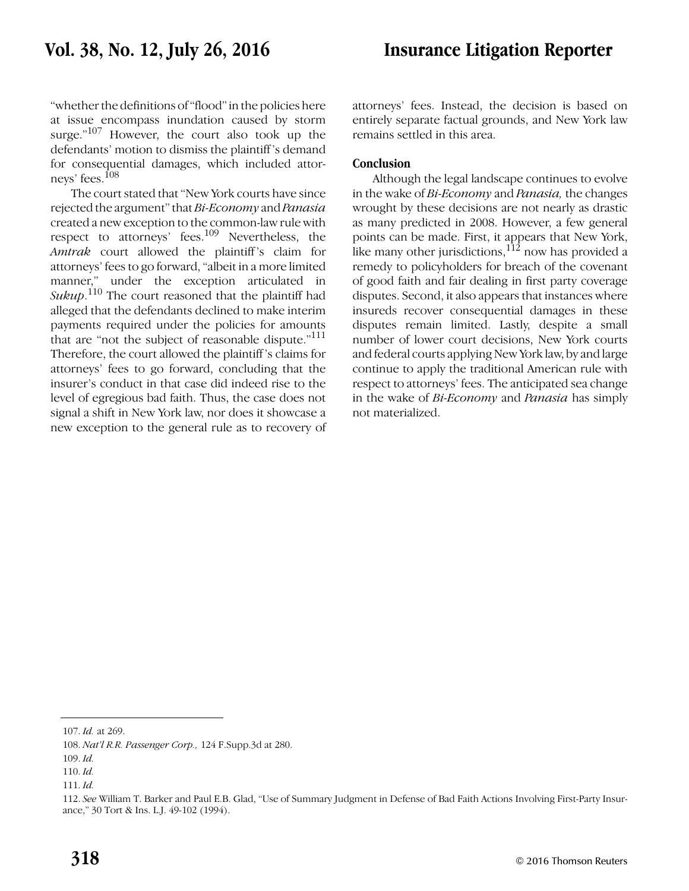"whether the definitions of "flood" in the policies here at issue encompass inundation caused by storm surge."[107] However, the court also took up the defendants' motion to dismiss the plaintiff's demand for consequential damages, which included attorneys' fees.[108]

The court stated that "New York courts have since rejected the argument" that *Bi-Economy* and *Panasia* created a new exception to the common-law rule with respect to attorneys' fees.[109] Nevertheless, the *Amtrak* court allowed the plaintiff's claim for attorneys' fees to go forward, "albeit in a more limited manner," under the exception articulated in *Sukup*.[110] The court reasoned that the plaintiff had alleged that the defendants declined to make interim payments required under the policies for amounts that are "not the subject of reasonable dispute."[111] Therefore, the court allowed the plaintiff's claims for attorneys' fees to go forward, concluding that the insurer's conduct in that case did indeed rise to the level of egregious bad faith. Thus, the case does not signal a shift in New York law, nor does it showcase a new exception to the general rule as to recovery of attorneys' fees. Instead, the decision is based on entirely separate factual grounds, and New York law remains settled in this area.

### Conclusion

Although the legal landscape continues to evolve in the wake of *Bi-Economy* and *Panasia,* the changes wrought by these decisions are not nearly as drastic as many predicted in 2008. However, a few general points can be made. First, it appears that New York, like many other jurisdictions,[112] now has provided a remedy to policyholders for breach of the covenant of good faith and fair dealing in first party coverage disputes. Second, it also appears that instances where insureds recover consequential damages in these disputes remain limited. Lastly, despite a small number of lower court decisions, New York courts and federal courts applying New York law, by and large continue to apply the traditional American rule with respect to attorneys' fees. The anticipated sea change in the wake of *Bi-Economy* and *Panasia* has simply not materialized.

---

107. *Id.* at 269.

108. *Nat'l R.R. Passenger Corp.,* 124 F.Supp.3d at 280.

109. *Id.*

110. *Id.*

111. *Id.*

112. *See* William T. Barker and Paul E.B. Glad, "Use of Summary Judgment in Defense of Bad Faith Actions Involving First-Party Insurance," 30 Tort & Ins. L.J. 49-102 (1994).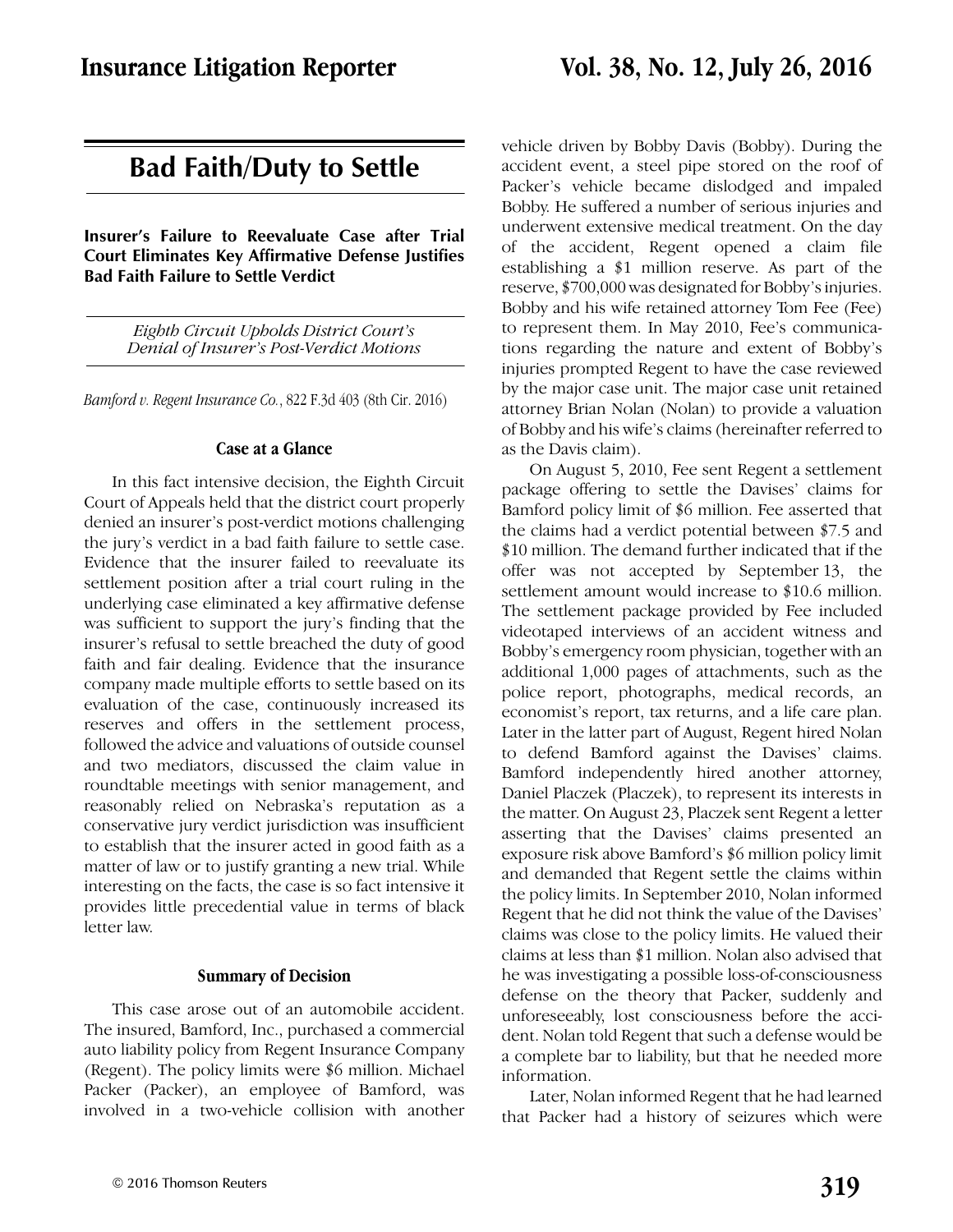# Bad Faith/Duty to Settle

**Insurer's Failure to Reevaluate Case after Trial Court Eliminates Key Affirmative Defense Justifies Bad Faith Failure to Settle Verdict**

*Eighth Circuit Upholds District Court's Denial of Insurer's Post-Verdict Motions*

*Bamford v. Regent Insurance Co.*, 822 F.3d 403 (8th Cir. 2016)

### Case at a Glance

In this fact intensive decision, the Eighth Circuit Court of Appeals held that the district court properly denied an insurer's post-verdict motions challenging the jury's verdict in a bad faith failure to settle case. Evidence that the insurer failed to reevaluate its settlement position after a trial court ruling in the underlying case eliminated a key affirmative defense was sufficient to support the jury's finding that the insurer's refusal to settle breached the duty of good faith and fair dealing. Evidence that the insurance company made multiple efforts to settle based on its evaluation of the case, continuously increased its reserves and offers in the settlement process, followed the advice and valuations of outside counsel and two mediators, discussed the claim value in roundtable meetings with senior management, and reasonably relied on Nebraska's reputation as a conservative jury verdict jurisdiction was insufficient to establish that the insurer acted in good faith as a matter of law or to justify granting a new trial. While interesting on the facts, the case is so fact intensive it provides little precedential value in terms of black letter law.

### Summary of Decision

This case arose out of an automobile accident. The insured, Bamford, Inc., purchased a commercial auto liability policy from Regent Insurance Company (Regent). The policy limits were $6 million. Michael Packer (Packer), an employee of Bamford, was involved in a two-vehicle collision with another vehicle driven by Bobby Davis (Bobby). During the accident event, a steel pipe stored on the roof of Packer's vehicle became dislodged and impaled Bobby. He suffered a number of serious injuries and underwent extensive medical treatment. On the day of the accident, Regent opened a claim file establishing a $1 million reserve. As part of the reserve, $700,000 was designated for Bobby's injuries. Bobby and his wife retained attorney Tom Fee (Fee) to represent them. In May 2010, Fee's communications regarding the nature and extent of Bobby's injuries prompted Regent to have the case reviewed by the major case unit. The major case unit retained attorney Brian Nolan (Nolan) to provide a valuation of Bobby and his wife's claims (hereinafter referred to as the Davis claim).

On August 5, 2010, Fee sent Regent a settlement package offering to settle the Davises' claims for Bamford policy limit of $6 million. Fee asserted that the claims had a verdict potential between $7.5 and $10 million. The demand further indicated that if the offer was not accepted by September 13, the settlement amount would increase to $10.6 million. The settlement package provided by Fee included videotaped interviews of an accident witness and Bobby's emergency room physician, together with an additional 1,000 pages of attachments, such as the police report, photographs, medical records, an economist's report, tax returns, and a life care plan. Later in the latter part of August, Regent hired Nolan to defend Bamford against the Davises' claims. Bamford independently hired another attorney, Daniel Placzek (Placzek), to represent its interests in the matter. On August 23, Placzek sent Regent a letter asserting that the Davises' claims presented an exposure risk above Bamford's $6 million policy limit and demanded that Regent settle the claims within the policy limits. In September 2010, Nolan informed Regent that he did not think the value of the Davises' claims was close to the policy limits. He valued their claims at less than $1 million. Nolan also advised that he was investigating a possible loss-of-consciousness defense on the theory that Packer, suddenly and unforeseeably, lost consciousness before the accident. Nolan told Regent that such a defense would be a complete bar to liability, but that he needed more information.

Later, Nolan informed Regent that he had learned that Packer had a history of seizures which were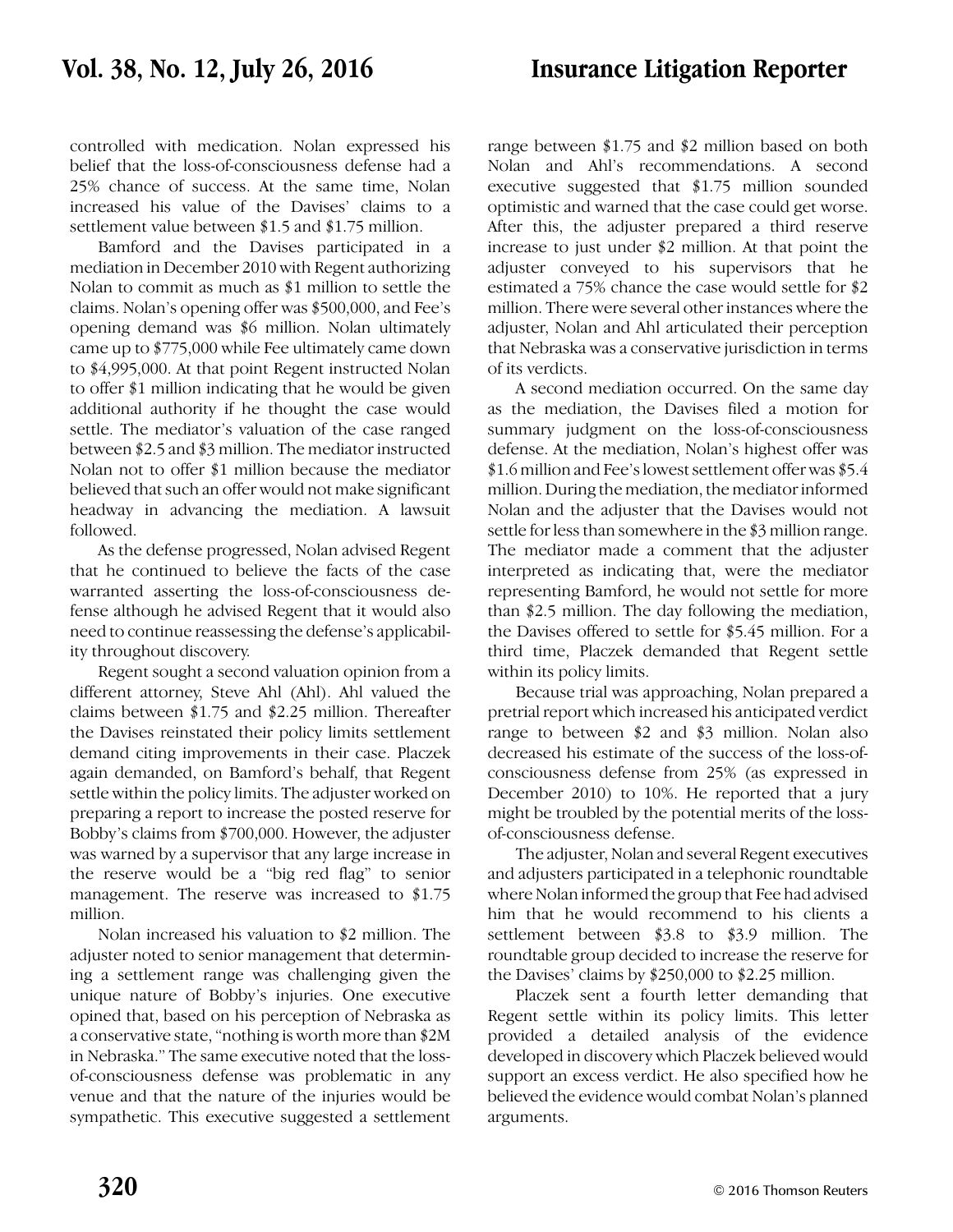controlled with medication. Nolan expressed his belief that the loss-of-consciousness defense had a 25% chance of success. At the same time, Nolan increased his value of the Davises' claims to a settlement value between $1.5 and $1.75 million.

Bamford and the Davises participated in a mediation in December 2010 with Regent authorizing Nolan to commit as much as $1 million to settle the claims. Nolan's opening offer was $500,000, and Fee's opening demand was $6 million. Nolan ultimately came up to $775,000 while Fee ultimately came down to $4,995,000. At that point Regent instructed Nolan to offer $1 million indicating that he would be given additional authority if he thought the case would settle. The mediator's valuation of the case ranged between $2.5 and $3 million. The mediator instructed Nolan not to offer $1 million because the mediator believed that such an offer would not make significant headway in advancing the mediation. A lawsuit followed.

As the defense progressed, Nolan advised Regent that he continued to believe the facts of the case warranted asserting the loss-of-consciousness defense although he advised Regent that it would also need to continue reassessing the defense's applicability throughout discovery.

Regent sought a second valuation opinion from a different attorney, Steve Ahl (Ahl). Ahl valued the claims between $1.75 and $2.25 million. Thereafter the Davises reinstated their policy limits settlement demand citing improvements in their case. Placzek again demanded, on Bamford's behalf, that Regent settle within the policy limits. The adjuster worked on preparing a report to increase the posted reserve for Bobby's claims from $700,000. However, the adjuster was warned by a supervisor that any large increase in the reserve would be a "big red flag" to senior management. The reserve was increased to $1.75 million.

Nolan increased his valuation to $2 million. The adjuster noted to senior management that determining a settlement range was challenging given the unique nature of Bobby's injuries. One executive opined that, based on his perception of Nebraska as a conservative state, "nothing is worth more than $2M in Nebraska." The same executive noted that the loss-of-consciousness defense was problematic in any venue and that the nature of the injuries would be sympathetic. This executive suggested a settlement range between $1.75 and $2 million based on both Nolan and Ahl's recommendations. A second executive suggested that $1.75 million sounded optimistic and warned that the case could get worse. After this, the adjuster prepared a third reserve increase to just under $2 million. At that point the adjuster conveyed to his supervisors that he estimated a 75% chance the case would settle for $2 million. There were several other instances where the adjuster, Nolan and Ahl articulated their perception that Nebraska was a conservative jurisdiction in terms of its verdicts.

A second mediation occurred. On the same day as the mediation, the Davises filed a motion for summary judgment on the loss-of-consciousness defense. At the mediation, Nolan's highest offer was $1.6 million and Fee's lowest settlement offer was $5.4 million. During the mediation, the mediator informed Nolan and the adjuster that the Davises would not settle for less than somewhere in the $3 million range. The mediator made a comment that the adjuster interpreted as indicating that, were the mediator representing Bamford, he would not settle for more than $2.5 million. The day following the mediation, the Davises offered to settle for $5.45 million. For a third time, Placzek demanded that Regent settle within its policy limits.

Because trial was approaching, Nolan prepared a pretrial report which increased his anticipated verdict range to between $2 and $3 million. Nolan also decreased his estimate of the success of the loss-of-consciousness defense from 25% (as expressed in December 2010) to 10%. He reported that a jury might be troubled by the potential merits of the loss-of-consciousness defense.

The adjuster, Nolan and several Regent executives and adjusters participated in a telephonic roundtable where Nolan informed the group that Fee had advised him that he would recommend to his clients a settlement between $3.8 to $3.9 million. The roundtable group decided to increase the reserve for the Davises' claims by $250,000 to $2.25 million.

Placzek sent a fourth letter demanding that Regent settle within its policy limits. This letter provided a detailed analysis of the evidence developed in discovery which Placzek believed would support an excess verdict. He also specified how he believed the evidence would combat Nolan's planned arguments.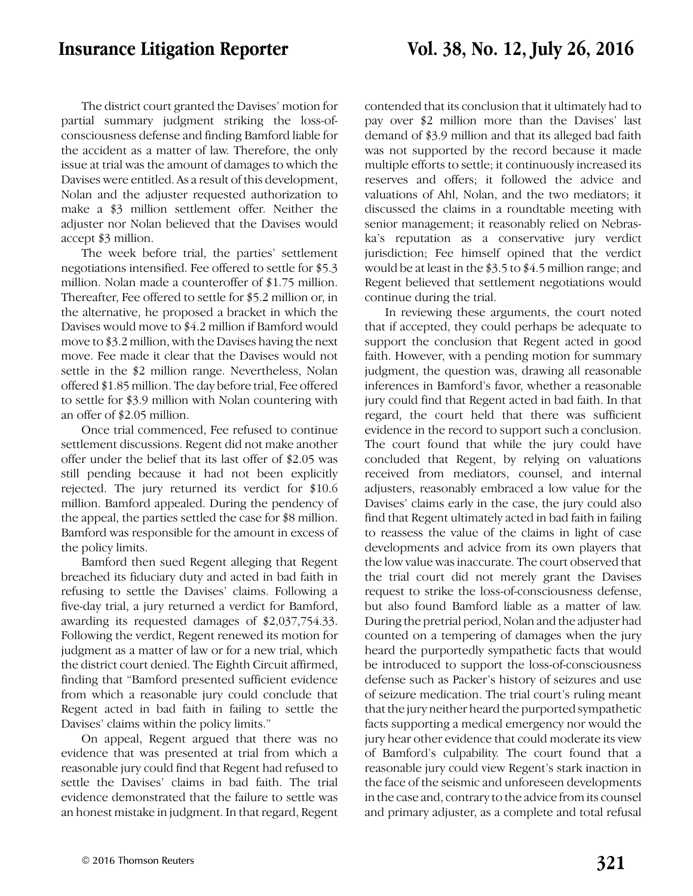The district court granted the Davises' motion for partial summary judgment striking the loss-of-consciousness defense and finding Bamford liable for the accident as a matter of law. Therefore, the only issue at trial was the amount of damages to which the Davises were entitled. As a result of this development, Nolan and the adjuster requested authorization to make a $3 million settlement offer. Neither the adjuster nor Nolan believed that the Davises would accept $3 million.

The week before trial, the parties' settlement negotiations intensified. Fee offered to settle for $5.3 million. Nolan made a counteroffer of $1.75 million. Thereafter, Fee offered to settle for $5.2 million or, in the alternative, he proposed a bracket in which the Davises would move to $4.2 million if Bamford would move to $3.2 million, with the Davises having the next move. Fee made it clear that the Davises would not settle in the $2 million range. Nevertheless, Nolan offered $1.85 million. The day before trial, Fee offered to settle for $3.9 million with Nolan countering with an offer of $2.05 million.

Once trial commenced, Fee refused to continue settlement discussions. Regent did not make another offer under the belief that its last offer of $2.05 was still pending because it had not been explicitly rejected. The jury returned its verdict for $10.6 million. Bamford appealed. During the pendency of the appeal, the parties settled the case for $8 million. Bamford was responsible for the amount in excess of the policy limits.

Bamford then sued Regent alleging that Regent breached its fiduciary duty and acted in bad faith in refusing to settle the Davises' claims. Following a five-day trial, a jury returned a verdict for Bamford, awarding its requested damages of $2,037,754.33. Following the verdict, Regent renewed its motion for judgment as a matter of law or for a new trial, which the district court denied. The Eighth Circuit affirmed, finding that "Bamford presented sufficient evidence from which a reasonable jury could conclude that Regent acted in bad faith in failing to settle the Davises' claims within the policy limits."

On appeal, Regent argued that there was no evidence that was presented at trial from which a reasonable jury could find that Regent had refused to settle the Davises' claims in bad faith. The trial evidence demonstrated that the failure to settle was an honest mistake in judgment. In that regard, Regent contended that its conclusion that it ultimately had to pay over $2 million more than the Davises' last demand of $3.9 million and that its alleged bad faith was not supported by the record because it made multiple efforts to settle; it continuously increased its reserves and offers; it followed the advice and valuations of Ahl, Nolan, and the two mediators; it discussed the claims in a roundtable meeting with senior management; it reasonably relied on Nebraska's reputation as a conservative jury verdict jurisdiction; Fee himself opined that the verdict would be at least in the $3.5 to $4.5 million range; and Regent believed that settlement negotiations would continue during the trial.

In reviewing these arguments, the court noted that if accepted, they could perhaps be adequate to support the conclusion that Regent acted in good faith. However, with a pending motion for summary judgment, the question was, drawing all reasonable inferences in Bamford's favor, whether a reasonable jury could find that Regent acted in bad faith. In that regard, the court held that there was sufficient evidence in the record to support such a conclusion. The court found that while the jury could have concluded that Regent, by relying on valuations received from mediators, counsel, and internal adjusters, reasonably embraced a low value for the Davises' claims early in the case, the jury could also find that Regent ultimately acted in bad faith in failing to reassess the value of the claims in light of case developments and advice from its own players that the low value was inaccurate. The court observed that the trial court did not merely grant the Davises request to strike the loss-of-consciousness defense, but also found Bamford liable as a matter of law. During the pretrial period, Nolan and the adjuster had counted on a tempering of damages when the jury heard the purportedly sympathetic facts that would be introduced to support the loss-of-consciousness defense such as Packer's history of seizures and use of seizure medication. The trial court's ruling meant that the jury neither heard the purported sympathetic facts supporting a medical emergency nor would the jury hear other evidence that could moderate its view of Bamford's culpability. The court found that a reasonable jury could view Regent's stark inaction in the face of the seismic and unforeseen developments in the case and, contrary to the advice from its counsel and primary adjuster, as a complete and total refusal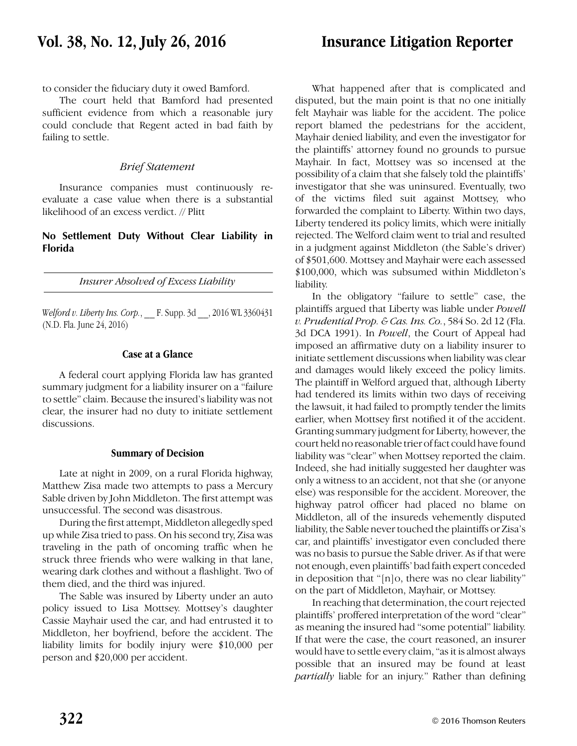to consider the fiduciary duty it owed Bamford.

The court held that Bamford had presented sufficient evidence from which a reasonable jury could conclude that Regent acted in bad faith by failing to settle.

### *Brief Statement*

Insurance companies must continuously re-evaluate a case value when there is a substantial likelihood of an excess verdict. // Plitt

## No Settlement Duty Without Clear Liability in Florida

### *Insurer Absolved of Excess Liability*

*Welford v. Liberty Ins. Corp.*, __ F. Supp. 3d __, 2016 WL 3360431 (N.D. Fla. June 24, 2016)

### Case at a Glance

A federal court applying Florida law has granted summary judgment for a liability insurer on a "failure to settle" claim. Because the insured's liability was not clear, the insurer had no duty to initiate settlement discussions.

### Summary of Decision

Late at night in 2009, on a rural Florida highway, Matthew Zisa made two attempts to pass a Mercury Sable driven by John Middleton. The first attempt was unsuccessful. The second was disastrous.

During the first attempt, Middleton allegedly sped up while Zisa tried to pass. On his second try, Zisa was traveling in the path of oncoming traffic when he struck three friends who were walking in that lane, wearing dark clothes and without a flashlight. Two of them died, and the third was injured.

The Sable was insured by Liberty under an auto policy issued to Lisa Mottsey. Mottsey's daughter Cassie Mayhair used the car, and had entrusted it to Middleton, her boyfriend, before the accident. The liability limits for bodily injury were $10,000 per person and $20,000 per accident.

What happened after that is complicated and disputed, but the main point is that no one initially felt Mayhair was liable for the accident. The police report blamed the pedestrians for the accident, Mayhair denied liability, and even the investigator for the plaintiffs' attorney found no grounds to pursue Mayhair. In fact, Mottsey was so incensed at the possibility of a claim that she falsely told the plaintiffs' investigator that she was uninsured. Eventually, two of the victims filed suit against Mottsey, who forwarded the complaint to Liberty. Within two days, Liberty tendered its policy limits, which were initially rejected. The Welford claim went to trial and resulted in a judgment against Middleton (the Sable's driver) of $501,600. Mottsey and Mayhair were each assessed $100,000, which was subsumed within Middleton's liability.

In the obligatory "failure to settle" case, the plaintiffs argued that Liberty was liable under *Powell v. Prudential Prop. & Cas. Ins. Co.*, 584 So. 2d 12 (Fla. 3d DCA 1991). In *Powell*, the Court of Appeal had imposed an affirmative duty on a liability insurer to initiate settlement discussions when liability was clear and damages would likely exceed the policy limits. The plaintiff in Welford argued that, although Liberty had tendered its limits within two days of receiving the lawsuit, it had failed to promptly tender the limits earlier, when Mottsey first notified it of the accident. Granting summary judgment for Liberty, however, the court held no reasonable trier of fact could have found liability was "clear" when Mottsey reported the claim. Indeed, she had initially suggested her daughter was only a witness to an accident, not that she (or anyone else) was responsible for the accident. Moreover, the highway patrol officer had placed no blame on Middleton, all of the insureds vehemently disputed liability, the Sable never touched the plaintiffs or Zisa's car, and plaintiffs' investigator even concluded there was no basis to pursue the Sable driver. As if that were not enough, even plaintiffs' bad faith expert conceded in deposition that "[n]o, there was no clear liability" on the part of Middleton, Mayhair, or Mottsey.

In reaching that determination, the court rejected plaintiffs' proffered interpretation of the word "clear" as meaning the insured had "some potential" liability. If that were the case, the court reasoned, an insurer would have to settle every claim, "as it is almost always possible that an insured may be found at least *partially* liable for an injury." Rather than defining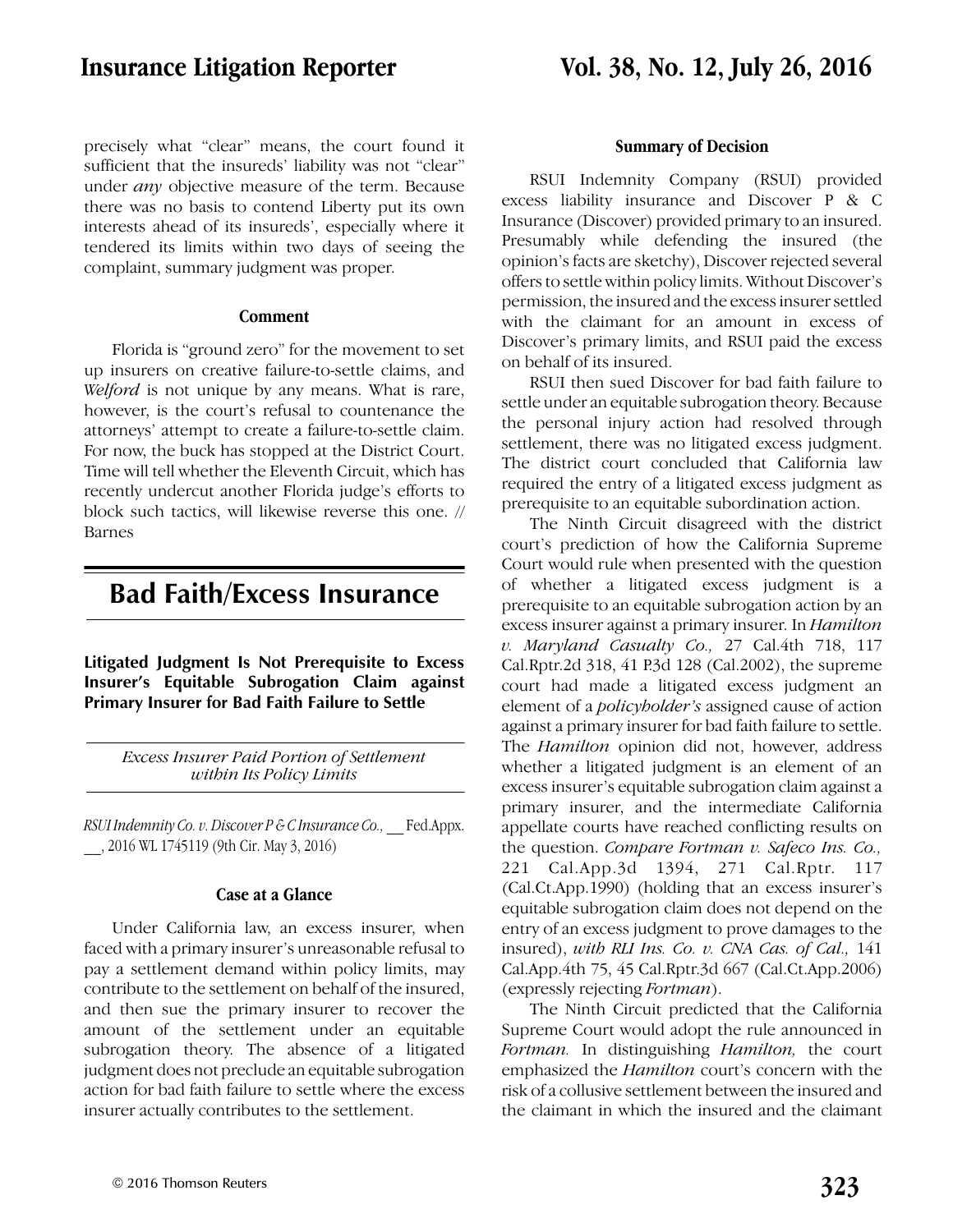precisely what "clear" means, the court found it sufficient that the insureds' liability was not "clear" under *any* objective measure of the term. Because there was no basis to contend Liberty put its own interests ahead of its insureds', especially where it tendered its limits within two days of seeing the complaint, summary judgment was proper.

#### Comment

Florida is "ground zero" for the movement to set up insurers on creative failure-to-settle claims, and *Welford* is not unique by any means. What is rare, however, is the court's refusal to countenance the attorneys' attempt to create a failure-to-settle claim. For now, the buck has stopped at the District Court. Time will tell whether the Eleventh Circuit, which has recently undercut another Florida judge's efforts to block such tactics, will likewise reverse this one. // Barnes

## Bad Faith/Excess Insurance

### Litigated Judgment Is Not Prerequisite to Excess Insurer's Equitable Subrogation Claim against Primary Insurer for Bad Faith Failure to Settle

*Excess Insurer Paid Portion of Settlement within Its Policy Limits*

*RSUI Indemnity Co. v. Discover P & C Insurance Co.,* __ Fed.Appx. __, 2016 WL 1745119 (9th Cir. May 3, 2016)

#### Case at a Glance

Under California law, an excess insurer, when faced with a primary insurer's unreasonable refusal to pay a settlement demand within policy limits, may contribute to the settlement on behalf of the insured, and then sue the primary insurer to recover the amount of the settlement under an equitable subrogation theory. The absence of a litigated judgment does not preclude an equitable subrogation action for bad faith failure to settle where the excess insurer actually contributes to the settlement.

#### Summary of Decision

RSUI Indemnity Company (RSUI) provided excess liability insurance and Discover P & C Insurance (Discover) provided primary to an insured. Presumably while defending the insured (the opinion's facts are sketchy), Discover rejected several offers to settle within policy limits. Without Discover's permission, the insured and the excess insurer settled with the claimant for an amount in excess of Discover's primary limits, and RSUI paid the excess on behalf of its insured.

RSUI then sued Discover for bad faith failure to settle under an equitable subrogation theory. Because the personal injury action had resolved through settlement, there was no litigated excess judgment. The district court concluded that California law required the entry of a litigated excess judgment as prerequisite to an equitable subordination action.

The Ninth Circuit disagreed with the district court's prediction of how the California Supreme Court would rule when presented with the question of whether a litigated excess judgment is a prerequisite to an equitable subrogation action by an excess insurer against a primary insurer. In *Hamilton v. Maryland Casualty Co.,* 27 Cal.4th 718, 117 Cal.Rptr.2d 318, 41 P.3d 128 (Cal.2002), the supreme court had made a litigated excess judgment an element of a *policyholder's* assigned cause of action against a primary insurer for bad faith failure to settle. The *Hamilton* opinion did not, however, address whether a litigated judgment is an element of an excess insurer's equitable subrogation claim against a primary insurer, and the intermediate California appellate courts have reached conflicting results on the question. *Compare Fortman v. Safeco Ins. Co.,* 221 Cal.App.3d 1394, 271 Cal.Rptr. 117 (Cal.Ct.App.1990) (holding that an excess insurer's equitable subrogation claim does not depend on the entry of an excess judgment to prove damages to the insured), *with RLI Ins. Co. v. CNA Cas. of Cal.,* 141 Cal.App.4th 75, 45 Cal.Rptr.3d 667 (Cal.Ct.App.2006) (expressly rejecting *Fortman*).

The Ninth Circuit predicted that the California Supreme Court would adopt the rule announced in *Fortman.* In distinguishing *Hamilton,* the court emphasized the *Hamilton* court's concern with the risk of a collusive settlement between the insured and the claimant in which the insured and the claimant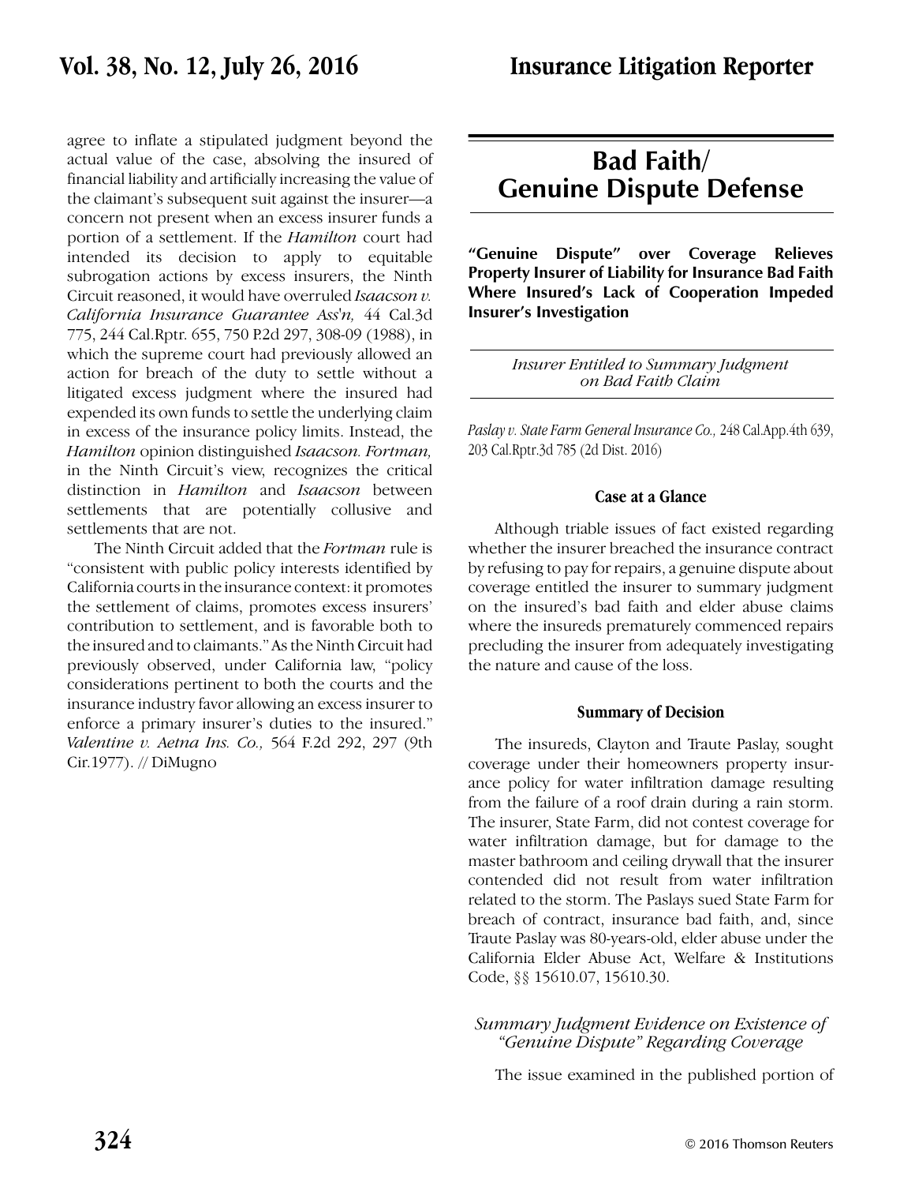agree to inflate a stipulated judgment beyond the actual value of the case, absolving the insured of financial liability and artificially increasing the value of the claimant's subsequent suit against the insurer—a concern not present when an excess insurer funds a portion of a settlement. If the *Hamilton* court had intended its decision to apply to equitable subrogation actions by excess insurers, the Ninth Circuit reasoned, it would have overruled *Isaacson v. California Insurance Guarantee Ass'n,* 44 Cal.3d 775, 244 Cal.Rptr. 655, 750 P.2d 297, 308-09 (1988), in which the supreme court had previously allowed an action for breach of the duty to settle without a litigated excess judgment where the insured had expended its own funds to settle the underlying claim in excess of the insurance policy limits. Instead, the *Hamilton* opinion distinguished *Isaacson. Fortman,* in the Ninth Circuit's view, recognizes the critical distinction in *Hamilton* and *Isaacson* between settlements that are potentially collusive and settlements that are not.

The Ninth Circuit added that the *Fortman* rule is "consistent with public policy interests identified by California courts in the insurance context: it promotes the settlement of claims, promotes excess insurers' contribution to settlement, and is favorable both to the insured and to claimants." As the Ninth Circuit had previously observed, under California law, "policy considerations pertinent to both the courts and the insurance industry favor allowing an excess insurer to enforce a primary insurer's duties to the insured." *Valentine v. Aetna Ins. Co.,* 564 F.2d 292, 297 (9th Cir.1977). // DiMugno

# Bad Faith/ Genuine Dispute Defense

**"Genuine Dispute" over Coverage Relieves Property Insurer of Liability for Insurance Bad Faith Where Insured's Lack of Cooperation Impeded Insurer's Investigation**

*Insurer Entitled to Summary Judgment on Bad Faith Claim*

*Paslay v. State Farm General Insurance Co.,* 248 Cal.App.4th 639, 203 Cal.Rptr.3d 785 (2d Dist. 2016)

### Case at a Glance

Although triable issues of fact existed regarding whether the insurer breached the insurance contract by refusing to pay for repairs, a genuine dispute about coverage entitled the insurer to summary judgment on the insured's bad faith and elder abuse claims where the insureds prematurely commenced repairs precluding the insurer from adequately investigating the nature and cause of the loss.

### Summary of Decision

The insureds, Clayton and Traute Paslay, sought coverage under their homeowners property insurance policy for water infiltration damage resulting from the failure of a roof drain during a rain storm. The insurer, State Farm, did not contest coverage for water infiltration damage, but for damage to the master bathroom and ceiling drywall that the insurer contended did not result from water infiltration related to the storm. The Paslays sued State Farm for breach of contract, insurance bad faith, and, since Traute Paslay was 80-years-old, elder abuse under the California Elder Abuse Act, Welfare & Institutions Code, §§ 15610.07, 15610.30.

*Summary Judgment Evidence on Existence of "Genuine Dispute" Regarding Coverage*

The issue examined in the published portion of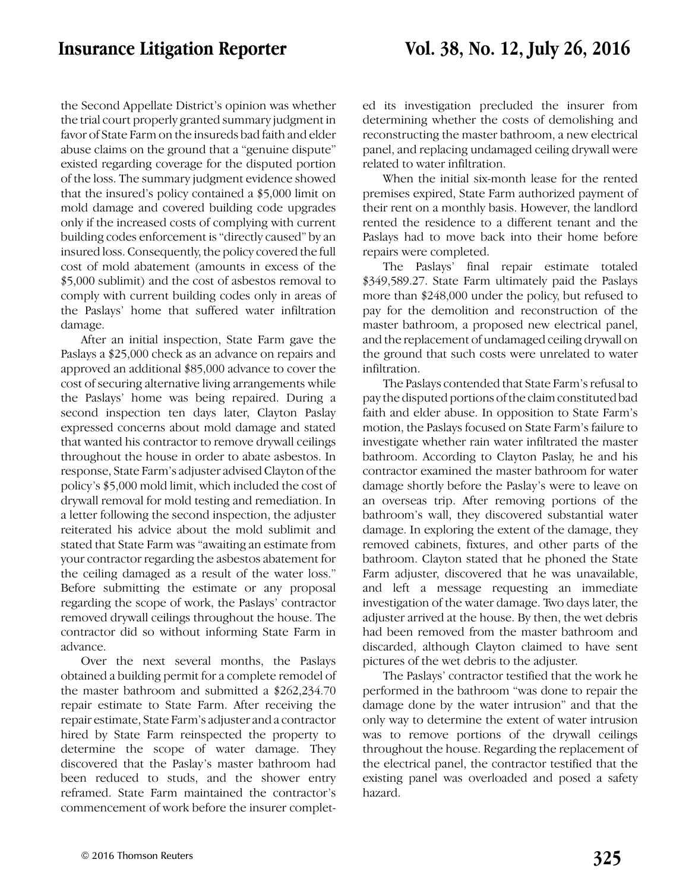the Second Appellate District's opinion was whether the trial court properly granted summary judgment in favor of State Farm on the insureds bad faith and elder abuse claims on the ground that a "genuine dispute" existed regarding coverage for the disputed portion of the loss. The summary judgment evidence showed that the insured's policy contained a $5,000 limit on mold damage and covered building code upgrades only if the increased costs of complying with current building codes enforcement is "directly caused" by an insured loss. Consequently, the policy covered the full cost of mold abatement (amounts in excess of the $5,000 sublimit) and the cost of asbestos removal to comply with current building codes only in areas of the Paslays' home that suffered water infiltration damage.

After an initial inspection, State Farm gave the Paslays a $25,000 check as an advance on repairs and approved an additional $85,000 advance to cover the cost of securing alternative living arrangements while the Paslays' home was being repaired. During a second inspection ten days later, Clayton Paslay expressed concerns about mold damage and stated that wanted his contractor to remove drywall ceilings throughout the house in order to abate asbestos. In response, State Farm's adjuster advised Clayton of the policy's $5,000 mold limit, which included the cost of drywall removal for mold testing and remediation. In a letter following the second inspection, the adjuster reiterated his advice about the mold sublimit and stated that State Farm was "awaiting an estimate from your contractor regarding the asbestos abatement for the ceiling damaged as a result of the water loss." Before submitting the estimate or any proposal regarding the scope of work, the Paslays' contractor removed drywall ceilings throughout the house. The contractor did so without informing State Farm in advance.

Over the next several months, the Paslays obtained a building permit for a complete remodel of the master bathroom and submitted a $262,234.70 repair estimate to State Farm. After receiving the repair estimate, State Farm's adjuster and a contractor hired by State Farm reinspected the property to determine the scope of water damage. They discovered that the Paslay's master bathroom had been reduced to studs, and the shower entry reframed. State Farm maintained the contractor's commencement of work before the insurer completed its investigation precluded the insurer from determining whether the costs of demolishing and reconstructing the master bathroom, a new electrical panel, and replacing undamaged ceiling drywall were related to water infiltration.

When the initial six-month lease for the rented premises expired, State Farm authorized payment of their rent on a monthly basis. However, the landlord rented the residence to a different tenant and the Paslays had to move back into their home before repairs were completed.

The Paslays' final repair estimate totaled $349,589.27. State Farm ultimately paid the Paslays more than $248,000 under the policy, but refused to pay for the demolition and reconstruction of the master bathroom, a proposed new electrical panel, and the replacement of undamaged ceiling drywall on the ground that such costs were unrelated to water infiltration.

The Paslays contended that State Farm's refusal to pay the disputed portions of the claim constituted bad faith and elder abuse. In opposition to State Farm's motion, the Paslays focused on State Farm's failure to investigate whether rain water infiltrated the master bathroom. According to Clayton Paslay, he and his contractor examined the master bathroom for water damage shortly before the Paslay's were to leave on an overseas trip. After removing portions of the bathroom's wall, they discovered substantial water damage. In exploring the extent of the damage, they removed cabinets, fixtures, and other parts of the bathroom. Clayton stated that he phoned the State Farm adjuster, discovered that he was unavailable, and left a message requesting an immediate investigation of the water damage. Two days later, the adjuster arrived at the house. By then, the wet debris had been removed from the master bathroom and discarded, although Clayton claimed to have sent pictures of the wet debris to the adjuster.

The Paslays' contractor testified that the work he performed in the bathroom "was done to repair the damage done by the water intrusion" and that the only way to determine the extent of water intrusion was to remove portions of the drywall ceilings throughout the house. Regarding the replacement of the electrical panel, the contractor testified that the existing panel was overloaded and posed a safety hazard.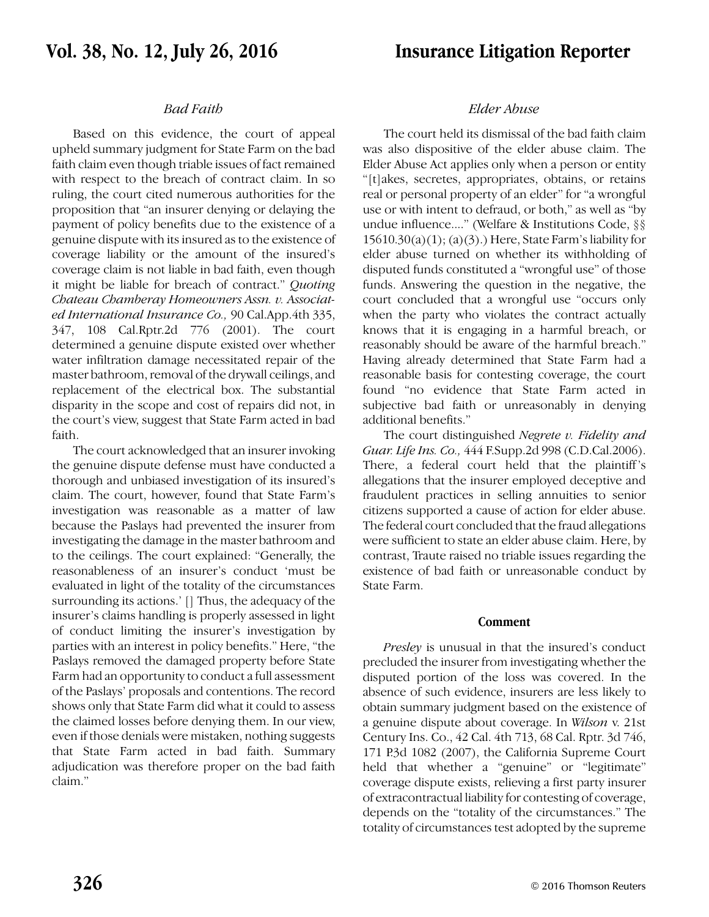### *Bad Faith*

Based on this evidence, the court of appeal upheld summary judgment for State Farm on the bad faith claim even though triable issues of fact remained with respect to the breach of contract claim. In so ruling, the court cited numerous authorities for the proposition that "an insurer denying or delaying the payment of policy benefits due to the existence of a genuine dispute with its insured as to the existence of coverage liability or the amount of the insured's coverage claim is not liable in bad faith, even though it might be liable for breach of contract." *Quoting Chateau Chamberay Homeowners Assn. v. Associated International Insurance Co.,* 90 Cal.App.4th 335, 347, 108 Cal.Rptr.2d 776 (2001). The court determined a genuine dispute existed over whether water infiltration damage necessitated repair of the master bathroom, removal of the drywall ceilings, and replacement of the electrical box. The substantial disparity in the scope and cost of repairs did not, in the court's view, suggest that State Farm acted in bad faith.

The court acknowledged that an insurer invoking the genuine dispute defense must have conducted a thorough and unbiased investigation of its insured's claim. The court, however, found that State Farm's investigation was reasonable as a matter of law because the Paslays had prevented the insurer from investigating the damage in the master bathroom and to the ceilings. The court explained: "Generally, the reasonableness of an insurer's conduct 'must be evaluated in light of the totality of the circumstances surrounding its actions.' [] Thus, the adequacy of the insurer's claims handling is properly assessed in light of conduct limiting the insurer's investigation by parties with an interest in policy benefits." Here, "the Paslays removed the damaged property before State Farm had an opportunity to conduct a full assessment of the Paslays' proposals and contentions. The record shows only that State Farm did what it could to assess the claimed losses before denying them. In our view, even if those denials were mistaken, nothing suggests that State Farm acted in bad faith. Summary adjudication was therefore proper on the bad faith claim."

### *Elder Abuse*

The court held its dismissal of the bad faith claim was also dispositive of the elder abuse claim. The Elder Abuse Act applies only when a person or entity "[t]akes, secretes, appropriates, obtains, or retains real or personal property of an elder" for "a wrongful use or with intent to defraud, or both," as well as "by undue influence...." (Welfare & Institutions Code, §§ 15610.30(a)(1); (a)(3).) Here, State Farm's liability for elder abuse turned on whether its withholding of disputed funds constituted a "wrongful use" of those funds. Answering the question in the negative, the court concluded that a wrongful use "occurs only when the party who violates the contract actually knows that it is engaging in a harmful breach, or reasonably should be aware of the harmful breach." Having already determined that State Farm had a reasonable basis for contesting coverage, the court found "no evidence that State Farm acted in subjective bad faith or unreasonably in denying additional benefits."

The court distinguished *Negrete v. Fidelity and Guar. Life Ins. Co.,* 444 F.Supp.2d 998 (C.D.Cal.2006). There, a federal court held that the plaintiff's allegations that the insurer employed deceptive and fraudulent practices in selling annuities to senior citizens supported a cause of action for elder abuse. The federal court concluded that the fraud allegations were sufficient to state an elder abuse claim. Here, by contrast, Traute raised no triable issues regarding the existence of bad faith or unreasonable conduct by State Farm.

### Comment

*Presley* is unusual in that the insured's conduct precluded the insurer from investigating whether the disputed portion of the loss was covered. In the absence of such evidence, insurers are less likely to obtain summary judgment based on the existence of a genuine dispute about coverage. In *Wilson* v. 21st Century Ins. Co., 42 Cal. 4th 713, 68 Cal. Rptr. 3d 746, 171 P.3d 1082 (2007), the California Supreme Court held that whether a "genuine" or "legitimate" coverage dispute exists, relieving a first party insurer of extracontractual liability for contesting of coverage, depends on the "totality of the circumstances." The totality of circumstances test adopted by the supreme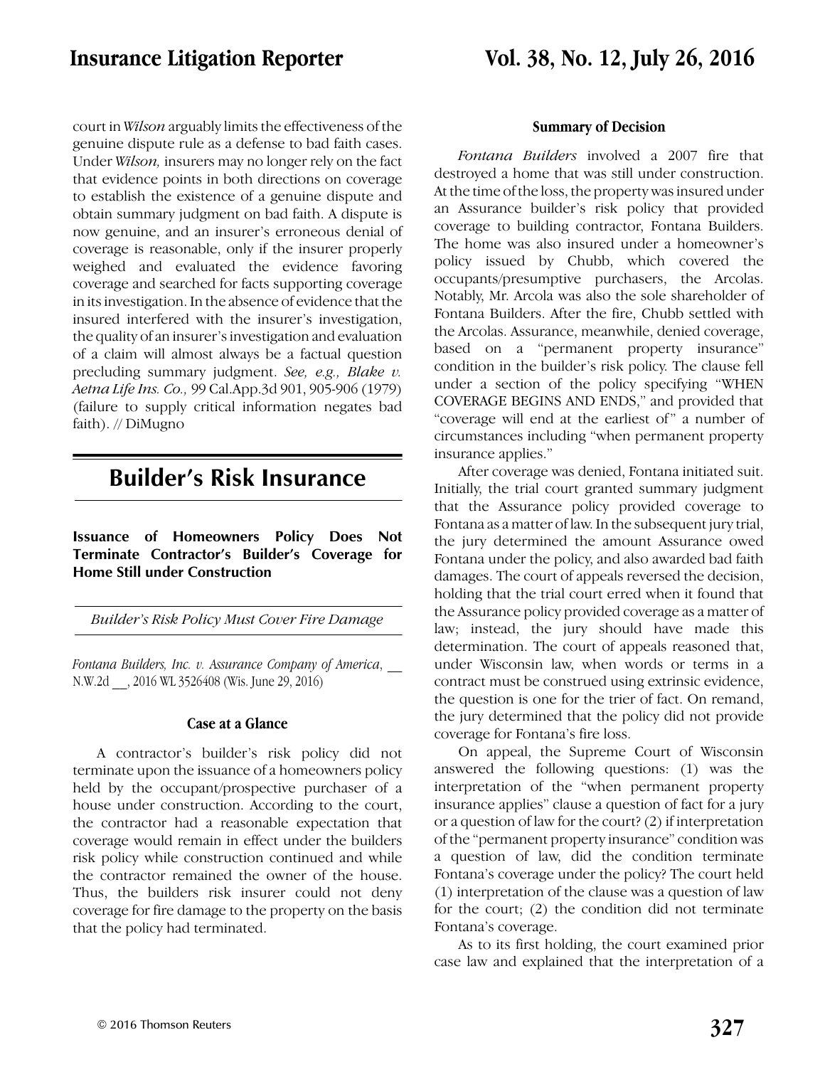court in *Wilson* arguably limits the effectiveness of the genuine dispute rule as a defense to bad faith cases. Under *Wilson,* insurers may no longer rely on the fact that evidence points in both directions on coverage to establish the existence of a genuine dispute and obtain summary judgment on bad faith. A dispute is now genuine, and an insurer's erroneous denial of coverage is reasonable, only if the insurer properly weighed and evaluated the evidence favoring coverage and searched for facts supporting coverage in its investigation. In the absence of evidence that the insured interfered with the insurer's investigation, the quality of an insurer's investigation and evaluation of a claim will almost always be a factual question precluding summary judgment. *See, e.g., Blake v. Aetna Life Ins. Co.,* 99 Cal.App.3d 901, 905-906 (1979) (failure to supply critical information negates bad faith). // DiMugno

## Builder's Risk Insurance

**Issuance of Homeowners Policy Does Not Terminate Contractor's Builder's Coverage for Home Still under Construction**

*Builder's Risk Policy Must Cover Fire Damage*

*Fontana Builders, Inc. v. Assurance Company of America*, __ N.W.2d __, 2016 WL 3526408 (Wis. June 29, 2016)

### Case at a Glance

A contractor's builder's risk policy did not terminate upon the issuance of a homeowners policy held by the occupant/prospective purchaser of a house under construction. According to the court, the contractor had a reasonable expectation that coverage would remain in effect under the builders risk policy while construction continued and while the contractor remained the owner of the house. Thus, the builders risk insurer could not deny coverage for fire damage to the property on the basis that the policy had terminated.

### Summary of Decision

*Fontana Builders* involved a 2007 fire that destroyed a home that was still under construction. At the time of the loss, the property was insured under an Assurance builder's risk policy that provided coverage to building contractor, Fontana Builders. The home was also insured under a homeowner's policy issued by Chubb, which covered the occupants/presumptive purchasers, the Arcolas. Notably, Mr. Arcola was also the sole shareholder of Fontana Builders. After the fire, Chubb settled with the Arcolas. Assurance, meanwhile, denied coverage, based on a "permanent property insurance" condition in the builder's risk policy. The clause fell under a section of the policy specifying "WHEN COVERAGE BEGINS AND ENDS," and provided that "coverage will end at the earliest of" a number of circumstances including "when permanent property insurance applies."

After coverage was denied, Fontana initiated suit. Initially, the trial court granted summary judgment that the Assurance policy provided coverage to Fontana as a matter of law. In the subsequent jury trial, the jury determined the amount Assurance owed Fontana under the policy, and also awarded bad faith damages. The court of appeals reversed the decision, holding that the trial court erred when it found that the Assurance policy provided coverage as a matter of law; instead, the jury should have made this determination. The court of appeals reasoned that, under Wisconsin law, when words or terms in a contract must be construed using extrinsic evidence, the question is one for the trier of fact. On remand, the jury determined that the policy did not provide coverage for Fontana's fire loss.

On appeal, the Supreme Court of Wisconsin answered the following questions: (1) was the interpretation of the "when permanent property insurance applies" clause a question of fact for a jury or a question of law for the court? (2) if interpretation of the "permanent property insurance" condition was a question of law, did the condition terminate Fontana's coverage under the policy? The court held (1) interpretation of the clause was a question of law for the court; (2) the condition did not terminate Fontana's coverage.

As to its first holding, the court examined prior case law and explained that the interpretation of a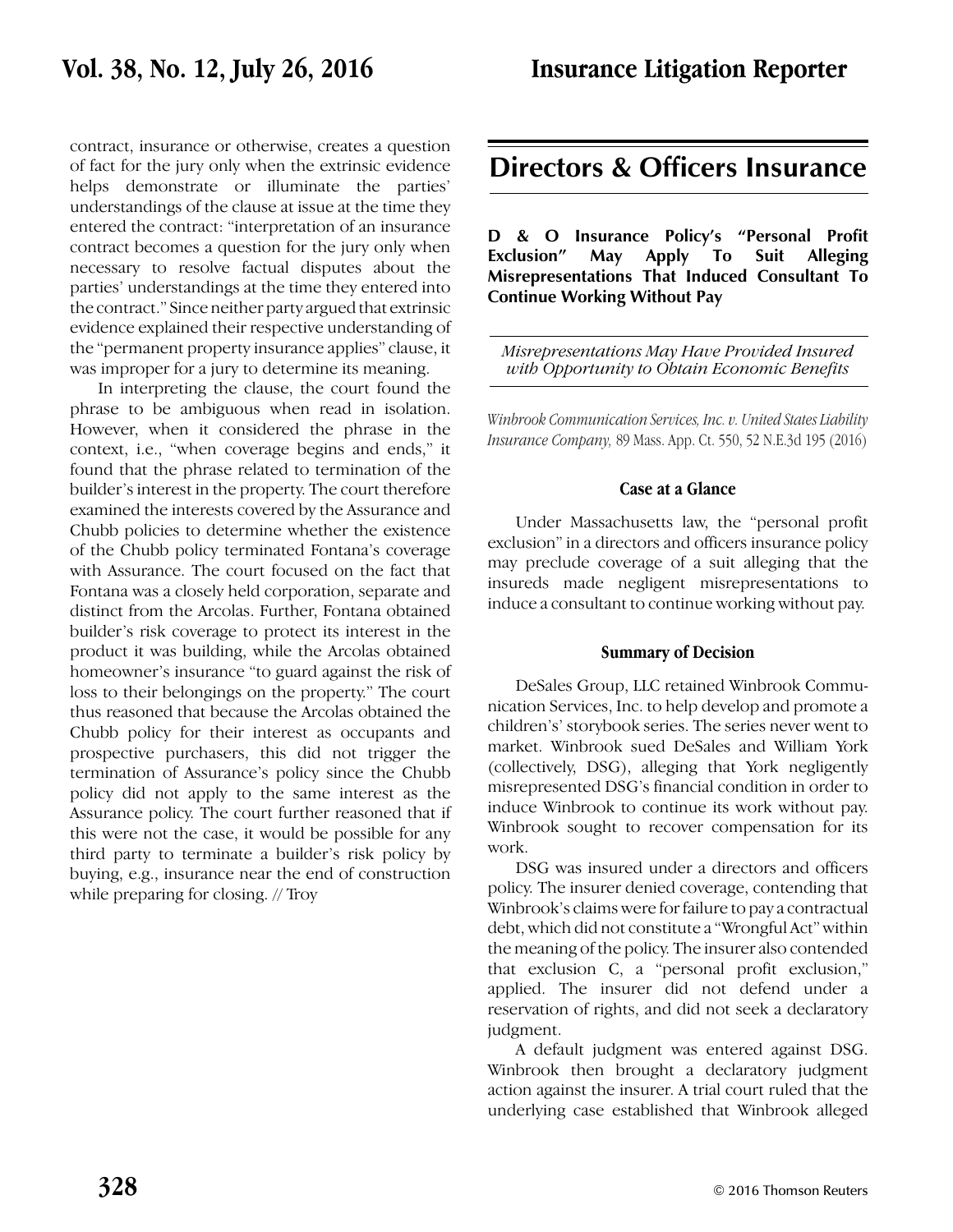contract, insurance or otherwise, creates a question of fact for the jury only when the extrinsic evidence helps demonstrate or illuminate the parties' understandings of the clause at issue at the time they entered the contract: "interpretation of an insurance contract becomes a question for the jury only when necessary to resolve factual disputes about the parties' understandings at the time they entered into the contract." Since neither party argued that extrinsic evidence explained their respective understanding of the "permanent property insurance applies" clause, it was improper for a jury to determine its meaning.

In interpreting the clause, the court found the phrase to be ambiguous when read in isolation. However, when it considered the phrase in the context, i.e., "when coverage begins and ends," it found that the phrase related to termination of the builder's interest in the property. The court therefore examined the interests covered by the Assurance and Chubb policies to determine whether the existence of the Chubb policy terminated Fontana's coverage with Assurance. The court focused on the fact that Fontana was a closely held corporation, separate and distinct from the Arcolas. Further, Fontana obtained builder's risk coverage to protect its interest in the product it was building, while the Arcolas obtained homeowner's insurance "to guard against the risk of loss to their belongings on the property." The court thus reasoned that because the Arcolas obtained the Chubb policy for their interest as occupants and prospective purchasers, this did not trigger the termination of Assurance's policy since the Chubb policy did not apply to the same interest as the Assurance policy. The court further reasoned that if this were not the case, it would be possible for any third party to terminate a builder's risk policy by buying, e.g., insurance near the end of construction while preparing for closing. // Troy

# Directors & Officers Insurance

**D & O Insurance Policy's "Personal Profit Exclusion" May Apply To Suit Alleging Misrepresentations That Induced Consultant To Continue Working Without Pay**

*Misrepresentations May Have Provided Insured with Opportunity to Obtain Economic Benefits*

*Winbrook Communication Services, Inc. v. United States Liability Insurance Company,* 89 Mass. App. Ct. 550, 52 N.E.3d 195 (2016)

### Case at a Glance

Under Massachusetts law, the "personal profit exclusion" in a directors and officers insurance policy may preclude coverage of a suit alleging that the insureds made negligent misrepresentations to induce a consultant to continue working without pay.

### Summary of Decision

DeSales Group, LLC retained Winbrook Communication Services, Inc. to help develop and promote a childrens' storybook series. The series never went to market. Winbrook sued DeSales and William York (collectively, DSG), alleging that York negligently misrepresented DSG's financial condition in order to induce Winbrook to continue its work without pay. Winbrook sought to recover compensation for its work.

DSG was insured under a directors and officers policy. The insurer denied coverage, contending that Winbrook's claims were for failure to pay a contractual debt, which did not constitute a "Wrongful Act" within the meaning of the policy. The insurer also contended that exclusion C, a "personal profit exclusion," applied. The insurer did not defend under a reservation of rights, and did not seek a declaratory judgment.

A default judgment was entered against DSG. Winbrook then brought a declaratory judgment action against the insurer. A trial court ruled that the underlying case established that Winbrook alleged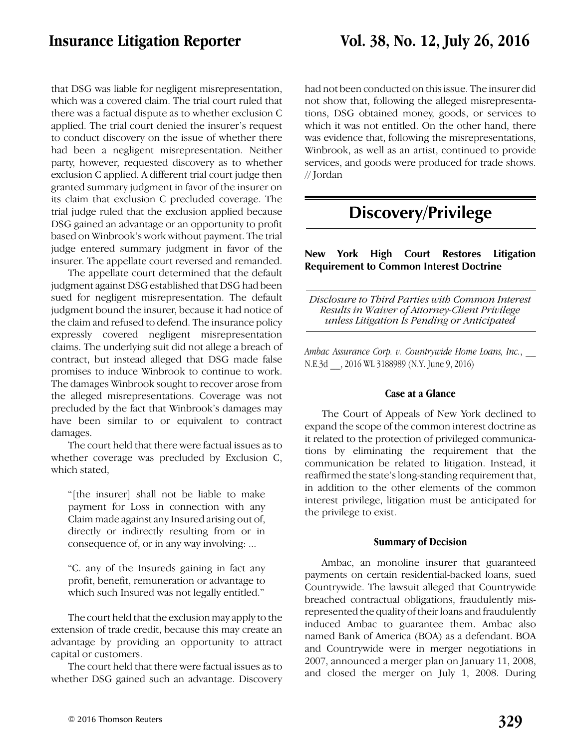that DSG was liable for negligent misrepresentation, which was a covered claim. The trial court ruled that there was a factual dispute as to whether exclusion C applied. The trial court denied the insurer's request to conduct discovery on the issue of whether there had been a negligent misrepresentation. Neither party, however, requested discovery as to whether exclusion C applied. A different trial court judge then granted summary judgment in favor of the insurer on its claim that exclusion C precluded coverage. The trial judge ruled that the exclusion applied because DSG gained an advantage or an opportunity to profit based on Winbrook's work without payment. The trial judge entered summary judgment in favor of the insurer. The appellate court reversed and remanded.

The appellate court determined that the default judgment against DSG established that DSG had been sued for negligent misrepresentation. The default judgment bound the insurer, because it had notice of the claim and refused to defend. The insurance policy expressly covered negligent misrepresentation claims. The underlying suit did not allege a breach of contract, but instead alleged that DSG made false promises to induce Winbrook to continue to work. The damages Winbrook sought to recover arose from the alleged misrepresentations. Coverage was not precluded by the fact that Winbrook's damages may have been similar to or equivalent to contract damages.

The court held that there were factual issues as to whether coverage was precluded by Exclusion C, which stated,

> "[the insurer] shall not be liable to make payment for Loss in connection with any Claim made against any Insured arising out of, directly or indirectly resulting from or in consequence of, or in any way involving: ...
>
> "C. any of the Insureds gaining in fact any profit, benefit, remuneration or advantage to which such Insured was not legally entitled."

The court held that the exclusion may apply to the extension of trade credit, because this may create an advantage by providing an opportunity to attract capital or customers.

The court held that there were factual issues as to whether DSG gained such an advantage. Discovery had not been conducted on this issue. The insurer did not show that, following the alleged misrepresentations, DSG obtained money, goods, or services to which it was not entitled. On the other hand, there was evidence that, following the misrepresentations, Winbrook, as well as an artist, continued to provide services, and goods were produced for trade shows. // Jordan

# Discovery/Privilege

## New York High Court Restores Litigation Requirement to Common Interest Doctrine

*Disclosure to Third Parties with Common Interest Results in Waiver of Attorney-Client Privilege unless Litigation Is Pending or Anticipated*

*Ambac Assurance Corp. v. Countrywide Home Loans, Inc.*, __ N.E.3d __, 2016 WL 3188989 (N.Y. June 9, 2016)

### Case at a Glance

The Court of Appeals of New York declined to expand the scope of the common interest doctrine as it related to the protection of privileged communications by eliminating the requirement that the communication be related to litigation. Instead, it reaffirmed the state's long-standing requirement that, in addition to the other elements of the common interest privilege, litigation must be anticipated for the privilege to exist.

### Summary of Decision

Ambac, an monoline insurer that guaranteed payments on certain residential-backed loans, sued Countrywide. The lawsuit alleged that Countrywide breached contractual obligations, fraudulently misrepresented the quality of their loans and fraudulently induced Ambac to guarantee them. Ambac also named Bank of America (BOA) as a defendant. BOA and Countrywide were in merger negotiations in 2007, announced a merger plan on January 11, 2008, and closed the merger on July 1, 2008. During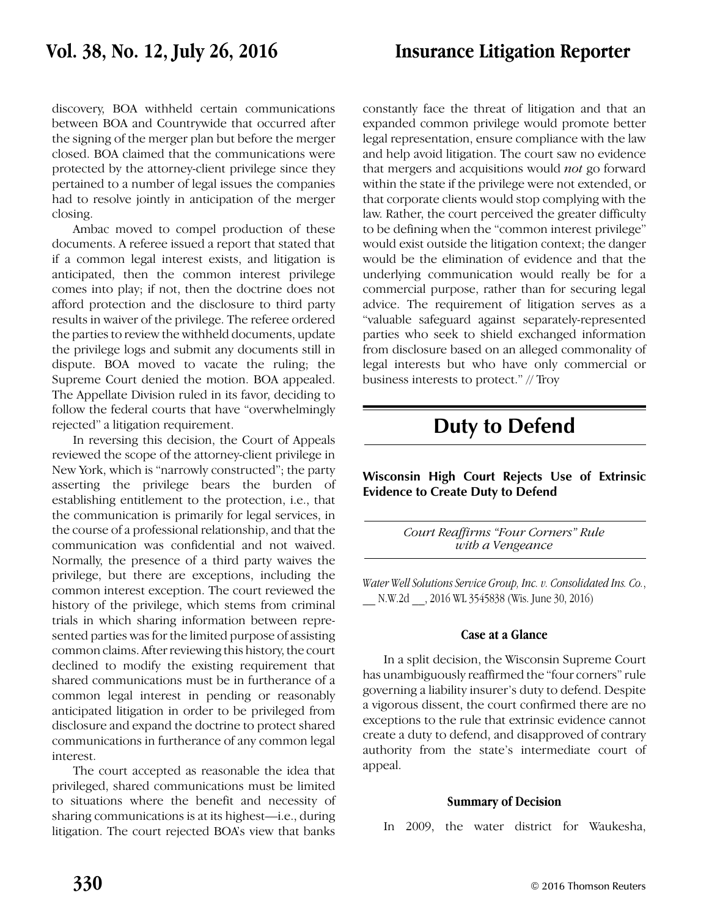discovery, BOA withheld certain communications between BOA and Countrywide that occurred after the signing of the merger plan but before the merger closed. BOA claimed that the communications were protected by the attorney-client privilege since they pertained to a number of legal issues the companies had to resolve jointly in anticipation of the merger closing.

Ambac moved to compel production of these documents. A referee issued a report that stated that if a common legal interest exists, and litigation is anticipated, then the common interest privilege comes into play; if not, then the doctrine does not afford protection and the disclosure to third party results in waiver of the privilege. The referee ordered the parties to review the withheld documents, update the privilege logs and submit any documents still in dispute. BOA moved to vacate the ruling; the Supreme Court denied the motion. BOA appealed. The Appellate Division ruled in its favor, deciding to follow the federal courts that have "overwhelmingly rejected" a litigation requirement.

In reversing this decision, the Court of Appeals reviewed the scope of the attorney-client privilege in New York, which is "narrowly constructed"; the party asserting the privilege bears the burden of establishing entitlement to the protection, i.e., that the communication is primarily for legal services, in the course of a professional relationship, and that the communication was confidential and not waived. Normally, the presence of a third party waives the privilege, but there are exceptions, including the common interest exception. The court reviewed the history of the privilege, which stems from criminal trials in which sharing information between represented parties was for the limited purpose of assisting common claims. After reviewing this history, the court declined to modify the existing requirement that shared communications must be in furtherance of a common legal interest in pending or reasonably anticipated litigation in order to be privileged from disclosure and expand the doctrine to protect shared communications in furtherance of any common legal interest.

The court accepted as reasonable the idea that privileged, shared communications must be limited to situations where the benefit and necessity of sharing communications is at its highest—i.e., during litigation. The court rejected BOA's view that banks constantly face the threat of litigation and that an expanded common privilege would promote better legal representation, ensure compliance with the law and help avoid litigation. The court saw no evidence that mergers and acquisitions would *not* go forward within the state if the privilege were not extended, or that corporate clients would stop complying with the law. Rather, the court perceived the greater difficulty to be defining when the "common interest privilege" would exist outside the litigation context; the danger would be the elimination of evidence and that the underlying communication would really be for a commercial purpose, rather than for securing legal advice. The requirement of litigation serves as a "valuable safeguard against separately-represented parties who seek to shield exchanged information from disclosure based on an alleged commonality of legal interests but who have only commercial or business interests to protect." // Troy

## Duty to Defend

### Wisconsin High Court Rejects Use of Extrinsic Evidence to Create Duty to Defend

*Court Reaffirms "Four Corners" Rule with a Vengeance*

*Water Well Solutions Service Group, Inc. v. Consolidated Ins. Co.*, __ N.W.2d __, 2016 WL 3545838 (Wis. June 30, 2016)

#### Case at a Glance

In a split decision, the Wisconsin Supreme Court has unambiguously reaffirmed the "four corners" rule governing a liability insurer's duty to defend. Despite a vigorous dissent, the court confirmed there are no exceptions to the rule that extrinsic evidence cannot create a duty to defend, and disapproved of contrary authority from the state's intermediate court of appeal.

#### Summary of Decision

In 2009, the water district for Waukesha,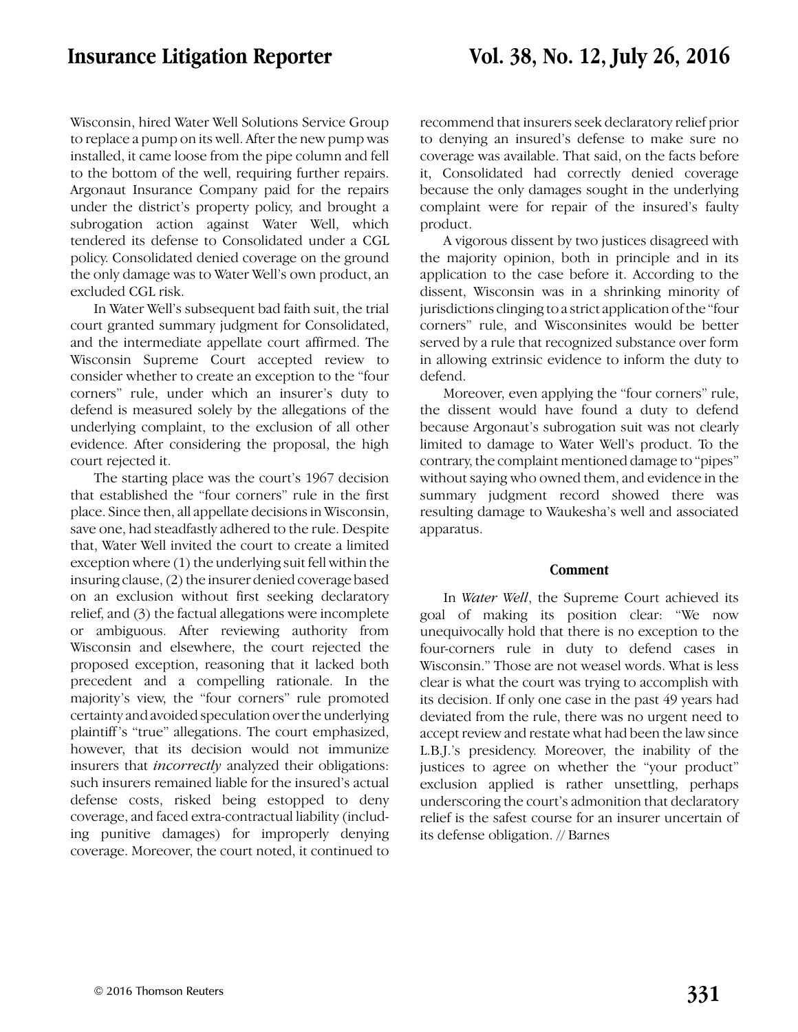Wisconsin, hired Water Well Solutions Service Group to replace a pump on its well. After the new pump was installed, it came loose from the pipe column and fell to the bottom of the well, requiring further repairs. Argonaut Insurance Company paid for the repairs under the district's property policy, and brought a subrogation action against Water Well, which tendered its defense to Consolidated under a CGL policy. Consolidated denied coverage on the ground the only damage was to Water Well's own product, an excluded CGL risk.

In Water Well's subsequent bad faith suit, the trial court granted summary judgment for Consolidated, and the intermediate appellate court affirmed. The Wisconsin Supreme Court accepted review to consider whether to create an exception to the "four corners" rule, under which an insurer's duty to defend is measured solely by the allegations of the underlying complaint, to the exclusion of all other evidence. After considering the proposal, the high court rejected it.

The starting place was the court's 1967 decision that established the "four corners" rule in the first place. Since then, all appellate decisions in Wisconsin, save one, had steadfastly adhered to the rule. Despite that, Water Well invited the court to create a limited exception where (1) the underlying suit fell within the insuring clause, (2) the insurer denied coverage based on an exclusion without first seeking declaratory relief, and (3) the factual allegations were incomplete or ambiguous. After reviewing authority from Wisconsin and elsewhere, the court rejected the proposed exception, reasoning that it lacked both precedent and a compelling rationale. In the majority's view, the "four corners" rule promoted certainty and avoided speculation over the underlying plaintiff's "true" allegations. The court emphasized, however, that its decision would not immunize insurers that *incorrectly* analyzed their obligations: such insurers remained liable for the insured's actual defense costs, risked being estopped to deny coverage, and faced extra-contractual liability (including punitive damages) for improperly denying coverage. Moreover, the court noted, it continued to recommend that insurers seek declaratory relief prior to denying an insured's defense to make sure no coverage was available. That said, on the facts before it, Consolidated had correctly denied coverage because the only damages sought in the underlying complaint were for repair of the insured's faulty product.

A vigorous dissent by two justices disagreed with the majority opinion, both in principle and in its application to the case before it. According to the dissent, Wisconsin was in a shrinking minority of jurisdictions clinging to a strict application of the "four corners" rule, and Wisconsinites would be better served by a rule that recognized substance over form in allowing extrinsic evidence to inform the duty to defend.

Moreover, even applying the "four corners" rule, the dissent would have found a duty to defend because Argonaut's subrogation suit was not clearly limited to damage to Water Well's product. To the contrary, the complaint mentioned damage to "pipes" without saying who owned them, and evidence in the summary judgment record showed there was resulting damage to Waukesha's well and associated apparatus.

**Comment**

In *Water Well*, the Supreme Court achieved its goal of making its position clear: "We now unequivocally hold that there is no exception to the four-corners rule in duty to defend cases in Wisconsin." Those are not weasel words. What is less clear is what the court was trying to accomplish with its decision. If only one case in the past 49 years had deviated from the rule, there was no urgent need to accept review and restate what had been the law since L.B.J.'s presidency. Moreover, the inability of the justices to agree on whether the "your product" exclusion applied is rather unsettling, perhaps underscoring the court's admonition that declaratory relief is the safest course for an insurer uncertain of its defense obligation. // Barnes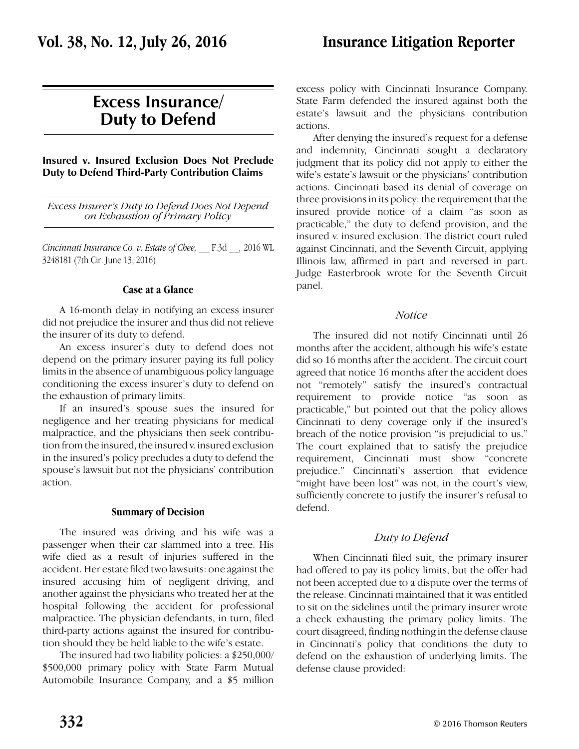# Excess Insurance/ Duty to Defend

**Insured v. Insured Exclusion Does Not Preclude Duty to Defend Third-Party Contribution Claims**

*Excess Insurer's Duty to Defend Does Not Depend on Exhaustion of Primary Policy*

*Cincinnati Insurance Co. v. Estate of Chee,* __ F.3d __, 2016 WL 3248181 (7th Cir. June 13, 2016)

### Case at a Glance

A 16-month delay in notifying an excess insurer did not prejudice the insurer and thus did not relieve the insurer of its duty to defend.

An excess insurer's duty to defend does not depend on the primary insurer paying its full policy limits in the absence of unambiguous policy language conditioning the excess insurer's duty to defend on the exhaustion of primary limits.

If an insured's spouse sues the insured for negligence and her treating physicians for medical malpractice, and the physicians then seek contribution from the insured, the insured v. insured exclusion in the insured's policy precludes a duty to defend the spouse's lawsuit but not the physicians' contribution action.

### Summary of Decision

The insured was driving and his wife was a passenger when their car slammed into a tree. His wife died as a result of injuries suffered in the accident. Her estate filed two lawsuits: one against the insured accusing him of negligent driving, and another against the physicians who treated her at the hospital following the accident for professional malpractice. The physician defendants, in turn, filed third-party actions against the insured for contribution should they be held liable to the wife's estate.

The insured had two liability policies: a $250,000/ $500,000 primary policy with State Farm Mutual Automobile Insurance Company, and a $5 million excess policy with Cincinnati Insurance Company. State Farm defended the insured against both the estate's lawsuit and the physicians contribution actions.

After denying the insured's request for a defense and indemnity, Cincinnati sought a declaratory judgment that its policy did not apply to either the wife's estate's lawsuit or the physicians' contribution actions. Cincinnati based its denial of coverage on three provisions in its policy: the requirement that the insured provide notice of a claim "as soon as practicable," the duty to defend provision, and the insured v. insured exclusion. The district court ruled against Cincinnati, and the Seventh Circuit, applying Illinois law, affirmed in part and reversed in part. Judge Easterbrook wrote for the Seventh Circuit panel.

### *Notice*

The insured did not notify Cincinnati until 26 months after the accident, although his wife's estate did so 16 months after the accident. The circuit court agreed that notice 16 months after the accident does not "remotely" satisfy the insured's contractual requirement to provide notice "as soon as practicable," but pointed out that the policy allows Cincinnati to deny coverage only if the insured's breach of the notice provision "is prejudicial to us." The court explained that to satisfy the prejudice requirement, Cincinnati must show "concrete prejudice." Cincinnati's assertion that evidence "might have been lost" was not, in the court's view, sufficiently concrete to justify the insurer's refusal to defend.

### *Duty to Defend*

When Cincinnati filed suit, the primary insurer had offered to pay its policy limits, but the offer had not been accepted due to a dispute over the terms of the release. Cincinnati maintained that it was entitled to sit on the sidelines until the primary insurer wrote a check exhausting the primary policy limits. The court disagreed, finding nothing in the defense clause in Cincinnati's policy that conditions the duty to defend on the exhaustion of underlying limits. The defense clause provided: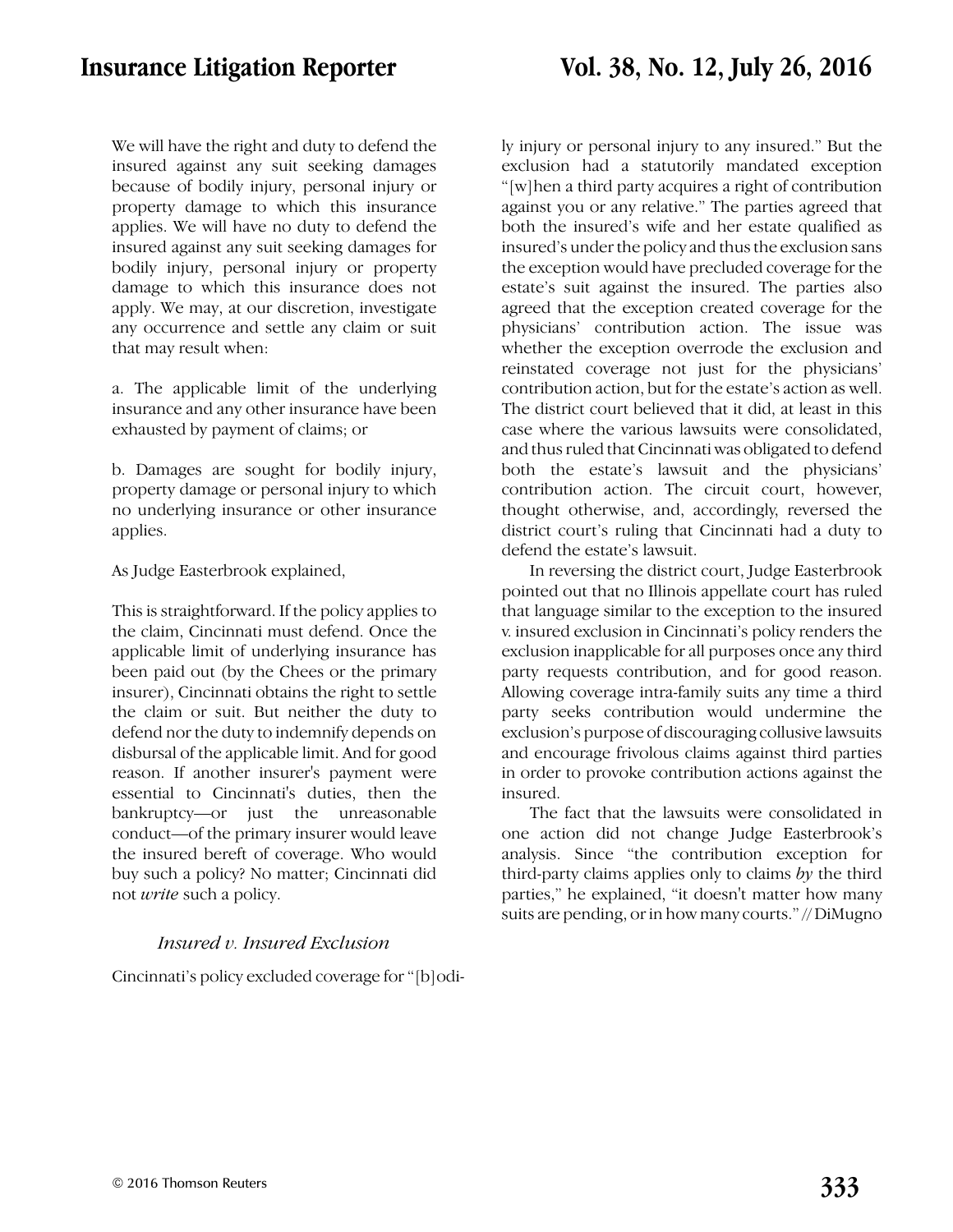We will have the right and duty to defend the insured against any suit seeking damages because of bodily injury, personal injury or property damage to which this insurance applies. We will have no duty to defend the insured against any suit seeking damages for bodily injury, personal injury or property damage to which this insurance does not apply. We may, at our discretion, investigate any occurrence and settle any claim or suit that may result when:

a. The applicable limit of the underlying insurance and any other insurance have been exhausted by payment of claims; or

b. Damages are sought for bodily injury, property damage or personal injury to which no underlying insurance or other insurance applies.

As Judge Easterbrook explained,

This is straightforward. If the policy applies to the claim, Cincinnati must defend. Once the applicable limit of underlying insurance has been paid out (by the Chees or the primary insurer), Cincinnati obtains the right to settle the claim or suit. But neither the duty to defend nor the duty to indemnify depends on disbursal of the applicable limit. And for good reason. If another insurer's payment were essential to Cincinnati's duties, then the bankruptcy—or just the unreasonable conduct—of the primary insurer would leave the insured bereft of coverage. Who would buy such a policy? No matter; Cincinnati did not *write* such a policy.

### *Insured v. Insured Exclusion*

Cincinnati's policy excluded coverage for "[b]odily injury or personal injury to any insured." But the exclusion had a statutorily mandated exception "[w]hen a third party acquires a right of contribution against you or any relative." The parties agreed that both the insured's wife and her estate qualified as insured's under the policy and thus the exclusion sans the exception would have precluded coverage for the estate's suit against the insured. The parties also agreed that the exception created coverage for the physicians' contribution action. The issue was whether the exception overrode the exclusion and reinstated coverage not just for the physicians' contribution action, but for the estate's action as well. The district court believed that it did, at least in this case where the various lawsuits were consolidated, and thus ruled that Cincinnati was obligated to defend both the estate's lawsuit and the physicians' contribution action. The circuit court, however, thought otherwise, and, accordingly, reversed the district court's ruling that Cincinnati had a duty to defend the estate's lawsuit.

In reversing the district court, Judge Easterbrook pointed out that no Illinois appellate court has ruled that language similar to the exception to the insured v. insured exclusion in Cincinnati's policy renders the exclusion inapplicable for all purposes once any third party requests contribution, and for good reason. Allowing coverage intra-family suits any time a third party seeks contribution would undermine the exclusion's purpose of discouraging collusive lawsuits and encourage frivolous claims against third parties in order to provoke contribution actions against the insured.

The fact that the lawsuits were consolidated in one action did not change Judge Easterbrook's analysis. Since "the contribution exception for third-party claims applies only to claims *by* the third parties," he explained, "it doesn't matter how many suits are pending, or in how many courts." // DiMugno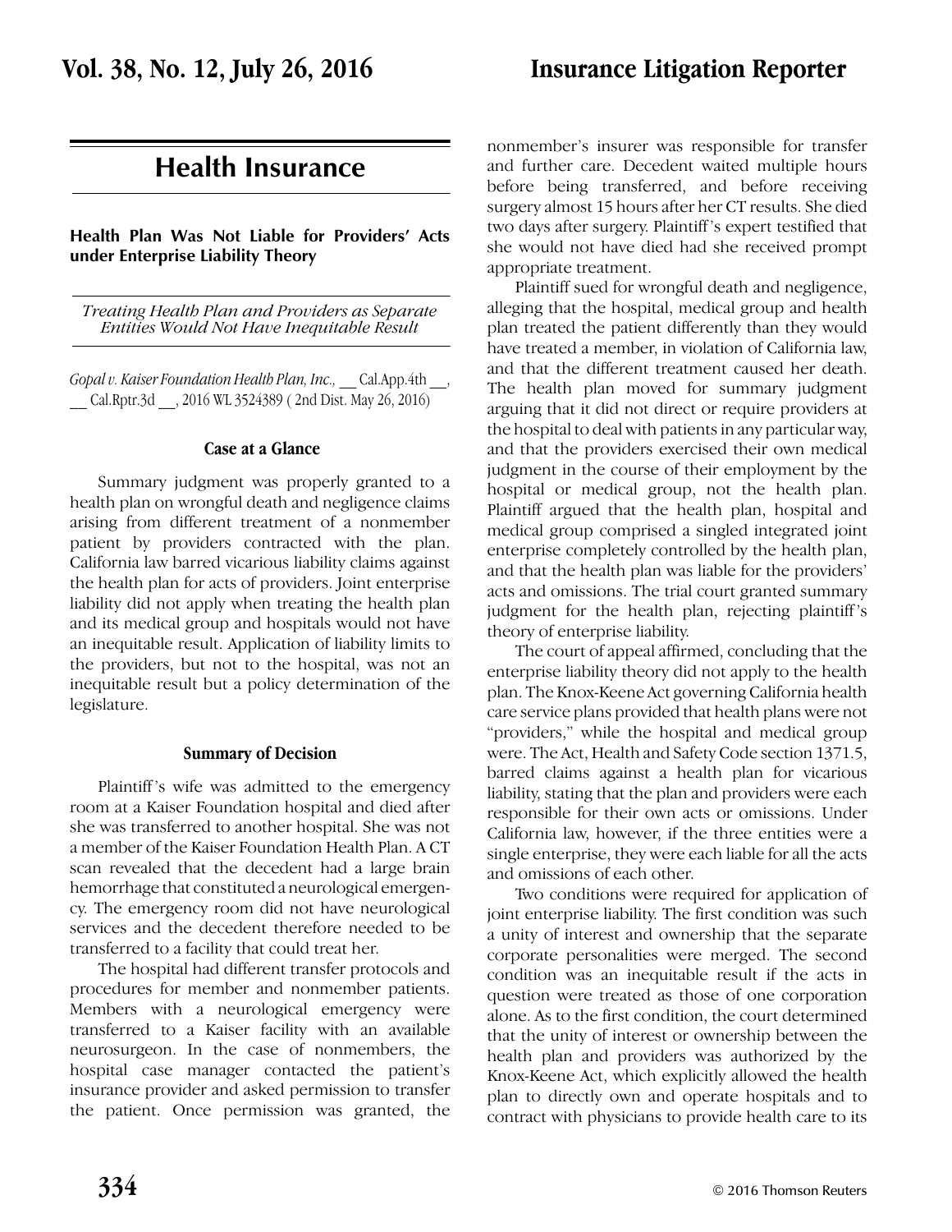# Health Insurance

### Health Plan Was Not Liable for Providers' Acts under Enterprise Liability Theory

*Treating Health Plan and Providers as Separate Entities Would Not Have Inequitable Result*

*Gopal v. Kaiser Foundation Health Plan, Inc.,* __ Cal.App.4th __, __ Cal.Rptr.3d __, 2016 WL 3524389 ( 2nd Dist. May 26, 2016)

#### Case at a Glance

Summary judgment was properly granted to a health plan on wrongful death and negligence claims arising from different treatment of a nonmember patient by providers contracted with the plan. California law barred vicarious liability claims against the health plan for acts of providers. Joint enterprise liability did not apply when treating the health plan and its medical group and hospitals would not have an inequitable result. Application of liability limits to the providers, but not to the hospital, was not an inequitable result but a policy determination of the legislature.

#### Summary of Decision

Plaintiff's wife was admitted to the emergency room at a Kaiser Foundation hospital and died after she was transferred to another hospital. She was not a member of the Kaiser Foundation Health Plan. A CT scan revealed that the decedent had a large brain hemorrhage that constituted a neurological emergency. The emergency room did not have neurological services and the decedent therefore needed to be transferred to a facility that could treat her.

The hospital had different transfer protocols and procedures for member and nonmember patients. Members with a neurological emergency were transferred to a Kaiser facility with an available neurosurgeon. In the case of nonmembers, the hospital case manager contacted the patient's insurance provider and asked permission to transfer the patient. Once permission was granted, the nonmember's insurer was responsible for transfer and further care. Decedent waited multiple hours before being transferred, and before receiving surgery almost 15 hours after her CT results. She died two days after surgery. Plaintiff's expert testified that she would not have died had she received prompt appropriate treatment.

Plaintiff sued for wrongful death and negligence, alleging that the hospital, medical group and health plan treated the patient differently than they would have treated a member, in violation of California law, and that the different treatment caused her death. The health plan moved for summary judgment arguing that it did not direct or require providers at the hospital to deal with patients in any particular way, and that the providers exercised their own medical judgment in the course of their employment by the hospital or medical group, not the health plan. Plaintiff argued that the health plan, hospital and medical group comprised a singled integrated joint enterprise completely controlled by the health plan, and that the health plan was liable for the providers' acts and omissions. The trial court granted summary judgment for the health plan, rejecting plaintiff's theory of enterprise liability.

The court of appeal affirmed, concluding that the enterprise liability theory did not apply to the health plan. The Knox-Keene Act governing California health care service plans provided that health plans were not "providers," while the hospital and medical group were. The Act, Health and Safety Code section 1371.5, barred claims against a health plan for vicarious liability, stating that the plan and providers were each responsible for their own acts or omissions. Under California law, however, if the three entities were a single enterprise, they were each liable for all the acts and omissions of each other.

Two conditions were required for application of joint enterprise liability. The first condition was such a unity of interest and ownership that the separate corporate personalities were merged. The second condition was an inequitable result if the acts in question were treated as those of one corporation alone. As to the first condition, the court determined that the unity of interest or ownership between the health plan and providers was authorized by the Knox-Keene Act, which explicitly allowed the health plan to directly own and operate hospitals and to contract with physicians to provide health care to its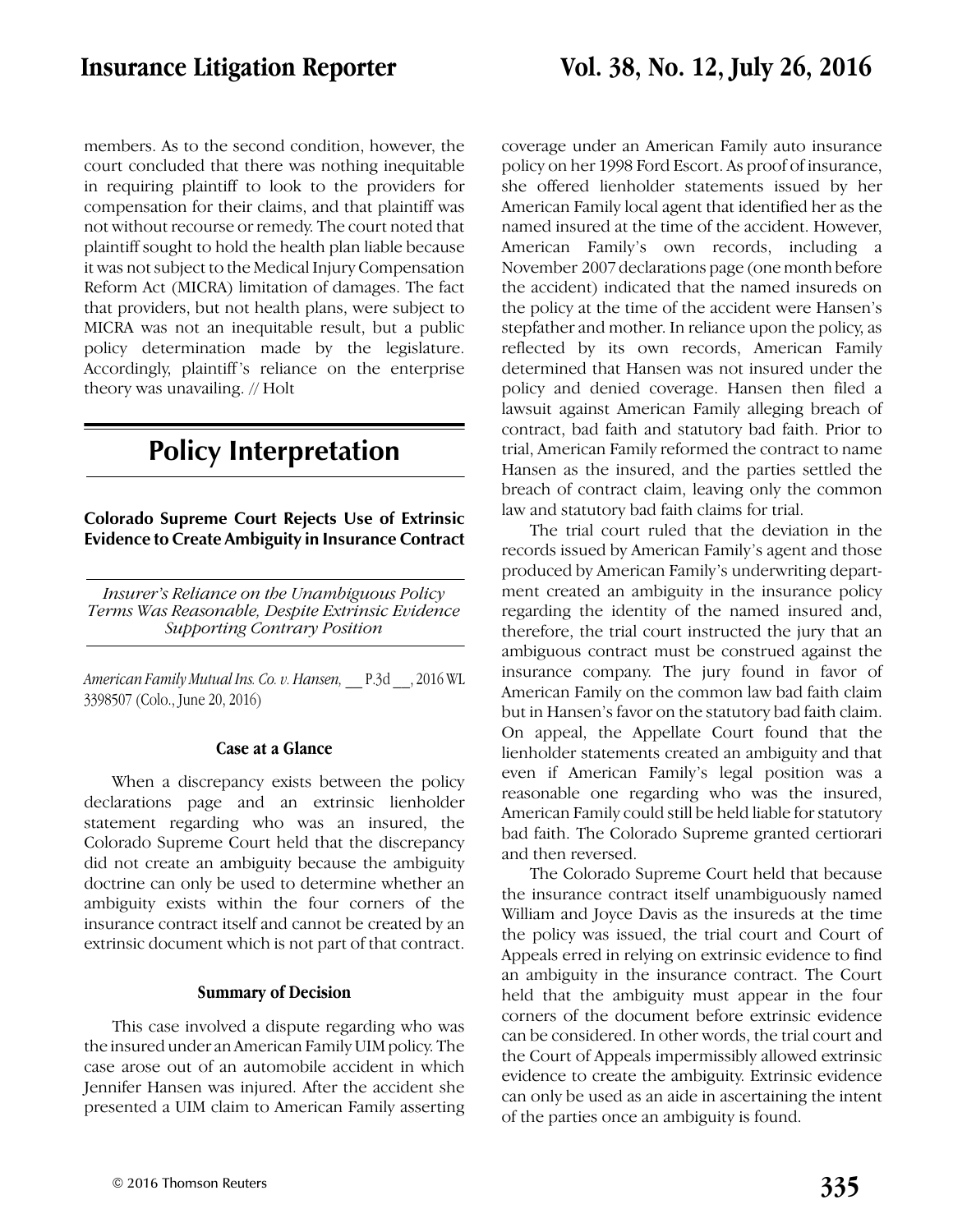members. As to the second condition, however, the court concluded that there was nothing inequitable in requiring plaintiff to look to the providers for compensation for their claims, and that plaintiff was not without recourse or remedy. The court noted that plaintiff sought to hold the health plan liable because it was not subject to the Medical Injury Compensation Reform Act (MICRA) limitation of damages. The fact that providers, but not health plans, were subject to MICRA was not an inequitable result, but a public policy determination made by the legislature. Accordingly, plaintiff's reliance on the enterprise theory was unavailing. // Holt

# Policy Interpretation

### Colorado Supreme Court Rejects Use of Extrinsic Evidence to Create Ambiguity in Insurance Contract

*Insurer's Reliance on the Unambiguous Policy Terms Was Reasonable, Despite Extrinsic Evidence Supporting Contrary Position*

*American Family Mutual Ins. Co. v. Hansen,* __ P.3d __, 2016 WL 3398507 (Colo., June 20, 2016)

#### Case at a Glance

When a discrepancy exists between the policy declarations page and an extrinsic lienholder statement regarding who was an insured, the Colorado Supreme Court held that the discrepancy did not create an ambiguity because the ambiguity doctrine can only be used to determine whether an ambiguity exists within the four corners of the insurance contract itself and cannot be created by an extrinsic document which is not part of that contract.

#### Summary of Decision

This case involved a dispute regarding who was the insured under an American Family UIM policy. The case arose out of an automobile accident in which Jennifer Hansen was injured. After the accident she presented a UIM claim to American Family asserting coverage under an American Family auto insurance policy on her 1998 Ford Escort. As proof of insurance, she offered lienholder statements issued by her American Family local agent that identified her as the named insured at the time of the accident. However, American Family's own records, including a November 2007 declarations page (one month before the accident) indicated that the named insureds on the policy at the time of the accident were Hansen's stepfather and mother. In reliance upon the policy, as reflected by its own records, American Family determined that Hansen was not insured under the policy and denied coverage. Hansen then filed a lawsuit against American Family alleging breach of contract, bad faith and statutory bad faith. Prior to trial, American Family reformed the contract to name Hansen as the insured, and the parties settled the breach of contract claim, leaving only the common law and statutory bad faith claims for trial.

The trial court ruled that the deviation in the records issued by American Family's agent and those produced by American Family's underwriting department created an ambiguity in the insurance policy regarding the identity of the named insured and, therefore, the trial court instructed the jury that an ambiguous contract must be construed against the insurance company. The jury found in favor of American Family on the common law bad faith claim but in Hansen's favor on the statutory bad faith claim. On appeal, the Appellate Court found that the lienholder statements created an ambiguity and that even if American Family's legal position was a reasonable one regarding who was the insured, American Family could still be held liable for statutory bad faith. The Colorado Supreme granted certiorari and then reversed.

The Colorado Supreme Court held that because the insurance contract itself unambiguously named William and Joyce Davis as the insureds at the time the policy was issued, the trial court and Court of Appeals erred in relying on extrinsic evidence to find an ambiguity in the insurance contract. The Court held that the ambiguity must appear in the four corners of the document before extrinsic evidence can be considered. In other words, the trial court and the Court of Appeals impermissibly allowed extrinsic evidence to create the ambiguity. Extrinsic evidence can only be used as an aide in ascertaining the intent of the parties once an ambiguity is found.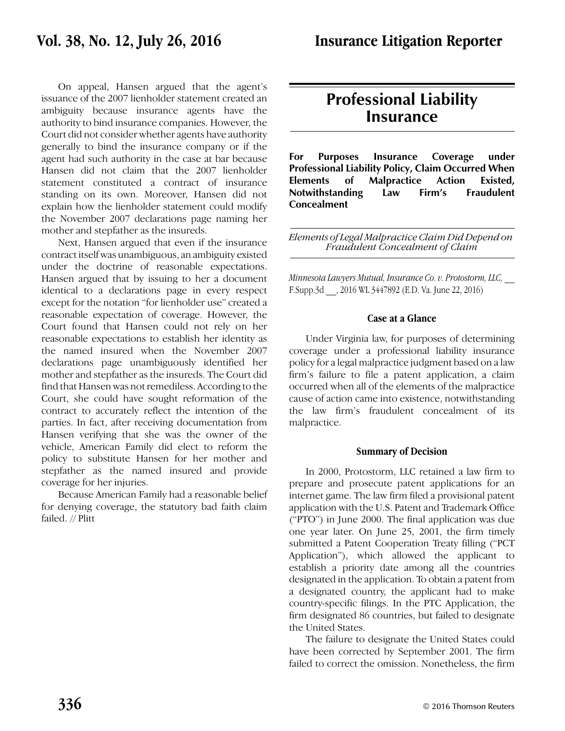On appeal, Hansen argued that the agent's issuance of the 2007 lienholder statement created an ambiguity because insurance agents have the authority to bind insurance companies. However, the Court did not consider whether agents have authority generally to bind the insurance company or if the agent had such authority in the case at bar because Hansen did not claim that the 2007 lienholder statement constituted a contract of insurance standing on its own. Moreover, Hansen did not explain how the lienholder statement could modify the November 2007 declarations page naming her mother and stepfather as the insureds.

Next, Hansen argued that even if the insurance contract itself was unambiguous, an ambiguity existed under the doctrine of reasonable expectations. Hansen argued that by issuing to her a document identical to a declarations page in every respect except for the notation "for lienholder use" created a reasonable expectation of coverage. However, the Court found that Hansen could not rely on her reasonable expectations to establish her identity as the named insured when the November 2007 declarations page unambiguously identified her mother and stepfather as the insureds. The Court did find that Hansen was not remediless. According to the Court, she could have sought reformation of the contract to accurately reflect the intention of the parties. In fact, after receiving documentation from Hansen verifying that she was the owner of the vehicle, American Family did elect to reform the policy to substitute Hansen for her mother and stepfather as the named insured and provide coverage for her injuries.

Because American Family had a reasonable belief for denying coverage, the statutory bad faith claim failed. // Plitt

# Professional Liability Insurance

**For Purposes Insurance Coverage under Professional Liability Policy, Claim Occurred When Elements of Malpractice Action Existed, Notwithstanding Law Firm's Fraudulent Concealment**

*Elements of Legal Malpractice Claim Did Depend on Fraudulent Concealment of Claim*

*Minnesota Lawyers Mutual, Insurance Co. v. Protostorm, LLC,* __ F.Supp.3d __, 2016 WL 3447892 (E.D. Va. June 22, 2016)

### Case at a Glance

Under Virginia law, for purposes of determining coverage under a professional liability insurance policy for a legal malpractice judgment based on a law firm's failure to file a patent application, a claim occurred when all of the elements of the malpractice cause of action came into existence, notwithstanding the law firm's fraudulent concealment of its malpractice.

### Summary of Decision

In 2000, Protostorm, LLC retained a law firm to prepare and prosecute patent applications for an internet game. The law firm filed a provisional patent application with the U.S. Patent and Trademark Office ("PTO") in June 2000. The final application was due one year later. On June 25, 2001, the firm timely submitted a Patent Cooperation Treaty filling ("PCT Application"), which allowed the applicant to establish a priority date among all the countries designated in the application. To obtain a patent from a designated country, the applicant had to make country-specific filings. In the PTC Application, the firm designated 86 countries, but failed to designate the United States.

The failure to designate the United States could have been corrected by September 2001. The firm failed to correct the omission. Nonetheless, the firm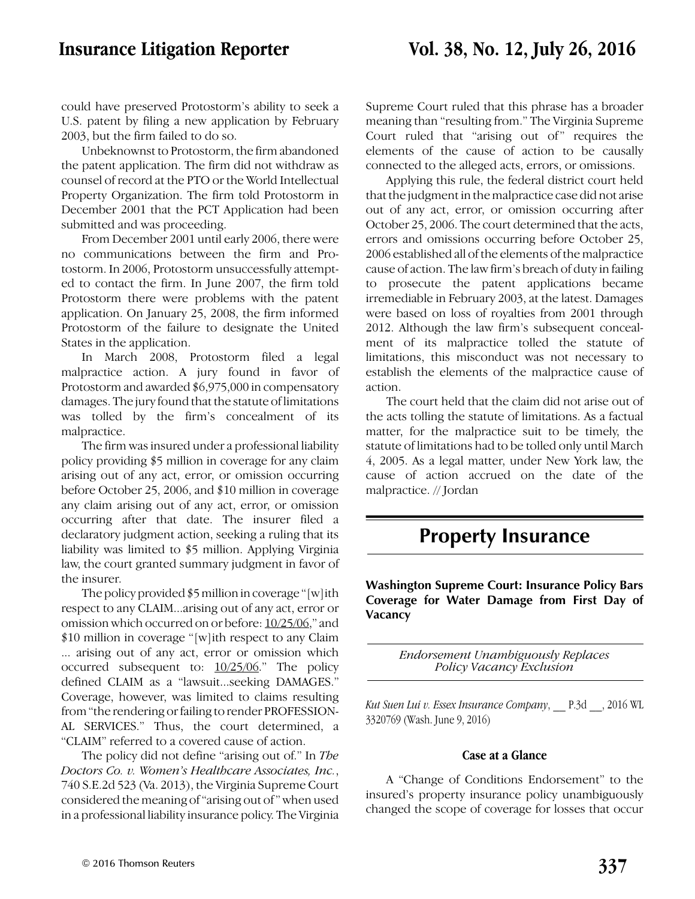could have preserved Protostorm's ability to seek a U.S. patent by filing a new application by February 2003, but the firm failed to do so.

Unbeknownst to Protostorm, the firm abandoned the patent application. The firm did not withdraw as counsel of record at the PTO or the World Intellectual Property Organization. The firm told Protostorm in December 2001 that the PCT Application had been submitted and was proceeding.

From December 2001 until early 2006, there were no communications between the firm and Protostorm. In 2006, Protostorm unsuccessfully attempted to contact the firm. In June 2007, the firm told Protostorm there were problems with the patent application. On January 25, 2008, the firm informed Protostorm of the failure to designate the United States in the application.

In March 2008, Protostorm filed a legal malpractice action. A jury found in favor of Protostorm and awarded $6,975,000 in compensatory damages. The jury found that the statute of limitations was tolled by the firm's concealment of its malpractice.

The firm was insured under a professional liability policy providing $5 million in coverage for any claim arising out of any act, error, or omission occurring before October 25, 2006, and $10 million in coverage any claim arising out of any act, error, or omission occurring after that date. The insurer filed a declaratory judgment action, seeking a ruling that its liability was limited to $5 million. Applying Virginia law, the court granted summary judgment in favor of the insurer.

The policy provided $5 million in coverage "[w]ith respect to any CLAIM...arising out of any act, error or omission which occurred on or before: 10/25/06," and $10 million in coverage "[w]ith respect to any Claim ... arising out of any act, error or omission which occurred subsequent to: 10/25/06." The policy defined CLAIM as a "lawsuit...seeking DAMAGES." Coverage, however, was limited to claims resulting from "the rendering or failing to render PROFESSIONAL SERVICES." Thus, the court determined, a "CLAIM" referred to a covered cause of action.

The policy did not define "arising out of." In *The Doctors Co. v. Women's Healthcare Associates, Inc.*, 740 S.E.2d 523 (Va. 2013), the Virginia Supreme Court considered the meaning of "arising out of" when used in a professional liability insurance policy. The Virginia Supreme Court ruled that this phrase has a broader meaning than "resulting from." The Virginia Supreme Court ruled that "arising out of" requires the elements of the cause of action to be causally connected to the alleged acts, errors, or omissions.

Applying this rule, the federal district court held that the judgment in the malpractice case did not arise out of any act, error, or omission occurring after October 25, 2006. The court determined that the acts, errors and omissions occurring before October 25, 2006 established all of the elements of the malpractice cause of action. The law firm's breach of duty in failing to prosecute the patent applications became irremediable in February 2003, at the latest. Damages were based on loss of royalties from 2001 through 2012. Although the law firm's subsequent concealment of its malpractice tolled the statute of limitations, this misconduct was not necessary to establish the elements of the malpractice cause of action.

The court held that the claim did not arise out of the acts tolling the statute of limitations. As a factual matter, for the malpractice suit to be timely, the statute of limitations had to be tolled only until March 4, 2005. As a legal matter, under New York law, the cause of action accrued on the date of the malpractice. // Jordan

# Property Insurance

## Washington Supreme Court: Insurance Policy Bars Coverage for Water Damage from First Day of Vacancy

*Endorsement Unambiguously Replaces Policy Vacancy Exclusion*

*Kut Suen Lui v. Essex Insurance Company*, __ P.3d __, 2016 WL 3320769 (Wash. June 9, 2016)

### Case at a Glance

A "Change of Conditions Endorsement" to the insured's property insurance policy unambiguously changed the scope of coverage for losses that occur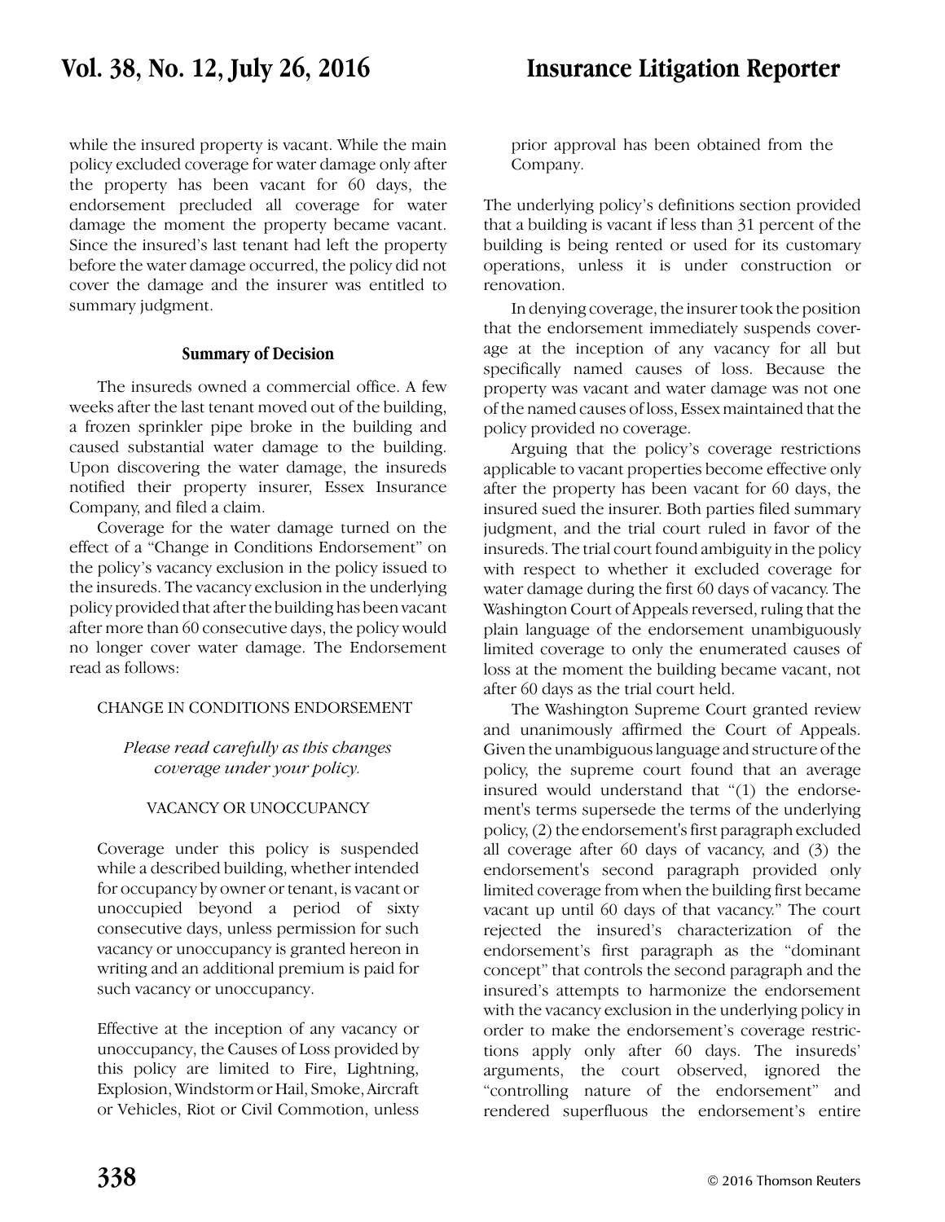while the insured property is vacant. While the main policy excluded coverage for water damage only after the property has been vacant for 60 days, the endorsement precluded all coverage for water damage the moment the property became vacant. Since the insured's last tenant had left the property before the water damage occurred, the policy did not cover the damage and the insurer was entitled to summary judgment.

#### Summary of Decision

The insureds owned a commercial office. A few weeks after the last tenant moved out of the building, a frozen sprinkler pipe broke in the building and caused substantial water damage to the building. Upon discovering the water damage, the insureds notified their property insurer, Essex Insurance Company, and filed a claim.

Coverage for the water damage turned on the effect of a "Change in Conditions Endorsement" on the policy's vacancy exclusion in the policy issued to the insureds. The vacancy exclusion in the underlying policy provided that after the building has been vacant after more than 60 consecutive days, the policy would no longer cover water damage. The Endorsement read as follows:

> CHANGE IN CONDITIONS ENDORSEMENT
>
> *Please read carefully as this changes coverage under your policy.*
>
> VACANCY OR UNOCCUPANCY
>
> Coverage under this policy is suspended while a described building, whether intended for occupancy by owner or tenant, is vacant or unoccupied beyond a period of sixty consecutive days, unless permission for such vacancy or unoccupancy is granted hereon in writing and an additional premium is paid for such vacancy or unoccupancy.
>
> Effective at the inception of any vacancy or unoccupancy, the Causes of Loss provided by this policy are limited to Fire, Lightning, Explosion, Windstorm or Hail, Smoke, Aircraft or Vehicles, Riot or Civil Commotion, unless prior approval has been obtained from the Company.

The underlying policy's definitions section provided that a building is vacant if less than 31 percent of the building is being rented or used for its customary operations, unless it is under construction or renovation.

In denying coverage, the insurer took the position that the endorsement immediately suspends coverage at the inception of any vacancy for all but specifically named causes of loss. Because the property was vacant and water damage was not one of the named causes of loss, Essex maintained that the policy provided no coverage.

Arguing that the policy's coverage restrictions applicable to vacant properties become effective only after the property has been vacant for 60 days, the insured sued the insurer. Both parties filed summary judgment, and the trial court ruled in favor of the insureds. The trial court found ambiguity in the policy with respect to whether it excluded coverage for water damage during the first 60 days of vacancy. The Washington Court of Appeals reversed, ruling that the plain language of the endorsement unambiguously limited coverage to only the enumerated causes of loss at the moment the building became vacant, not after 60 days as the trial court held.

The Washington Supreme Court granted review and unanimously affirmed the Court of Appeals. Given the unambiguous language and structure of the policy, the supreme court found that an average insured would understand that "(1) the endorsement's terms supersede the terms of the underlying policy, (2) the endorsement's first paragraph excluded all coverage after 60 days of vacancy, and (3) the endorsement's second paragraph provided only limited coverage from when the building first became vacant up until 60 days of that vacancy." The court rejected the insured's characterization of the endorsement's first paragraph as the "dominant concept" that controls the second paragraph and the insured's attempts to harmonize the endorsement with the vacancy exclusion in the underlying policy in order to make the endorsement's coverage restrictions apply only after 60 days. The insureds' arguments, the court observed, ignored the "controlling nature of the endorsement" and rendered superfluous the endorsement's entire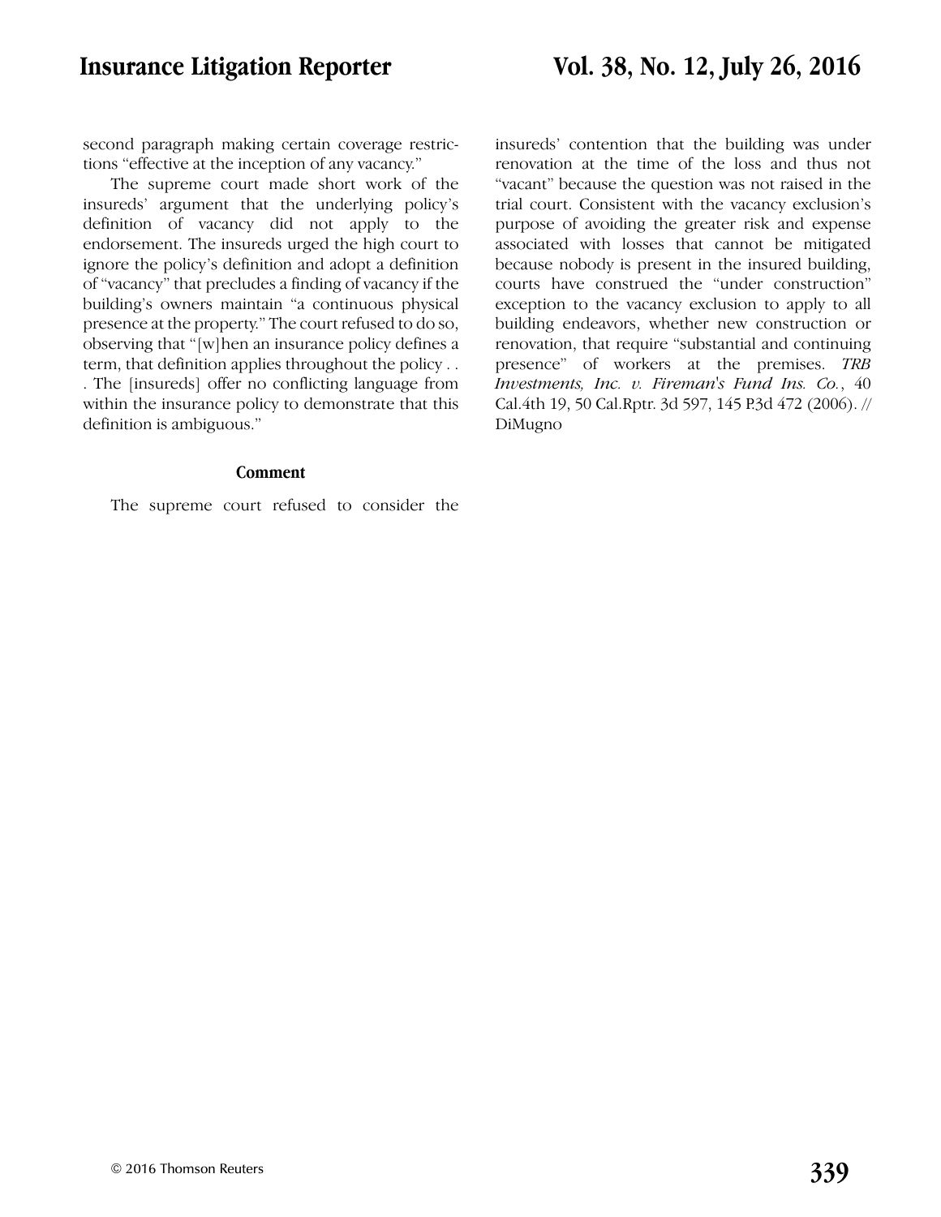second paragraph making certain coverage restrictions "effective at the inception of any vacancy."

The supreme court made short work of the insureds' argument that the underlying policy's definition of vacancy did not apply to the endorsement. The insureds urged the high court to ignore the policy's definition and adopt a definition of "vacancy" that precludes a finding of vacancy if the building's owners maintain "a continuous physical presence at the property." The court refused to do so, observing that "[w]hen an insurance policy defines a term, that definition applies throughout the policy . . . The [insureds] offer no conflicting language from within the insurance policy to demonstrate that this definition is ambiguous."

**Comment**

The supreme court refused to consider the insureds' contention that the building was under renovation at the time of the loss and thus not "vacant" because the question was not raised in the trial court. Consistent with the vacancy exclusion's purpose of avoiding the greater risk and expense associated with losses that cannot be mitigated because nobody is present in the insured building, courts have construed the "under construction" exception to the vacancy exclusion to apply to all building endeavors, whether new construction or renovation, that require "substantial and continuing presence" of workers at the premises. *TRB Investments, Inc. v. Fireman's Fund Ins. Co.*, 40 Cal.4th 19, 50 Cal.Rptr. 3d 597, 145 P.3d 472 (2006). // DiMugno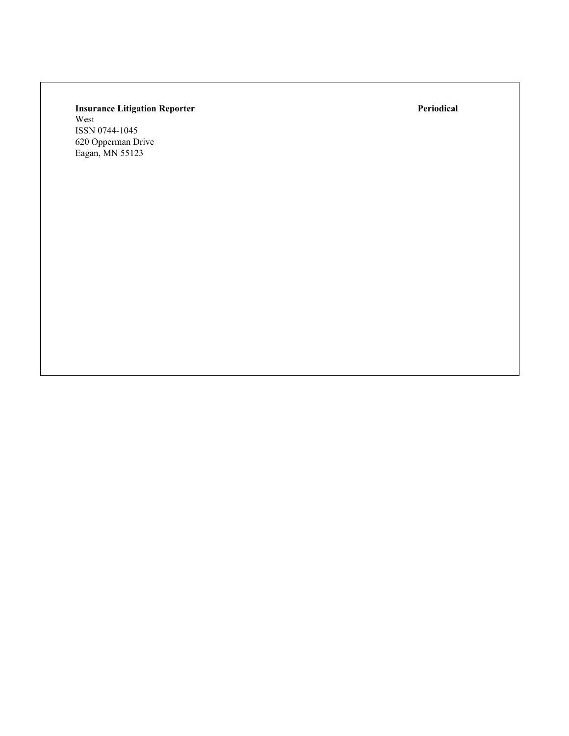**Insurance Litigation Reporter** **Periodical**

West
ISSN 0744-1045
620 Opperman Drive
Eagan, MN 55123